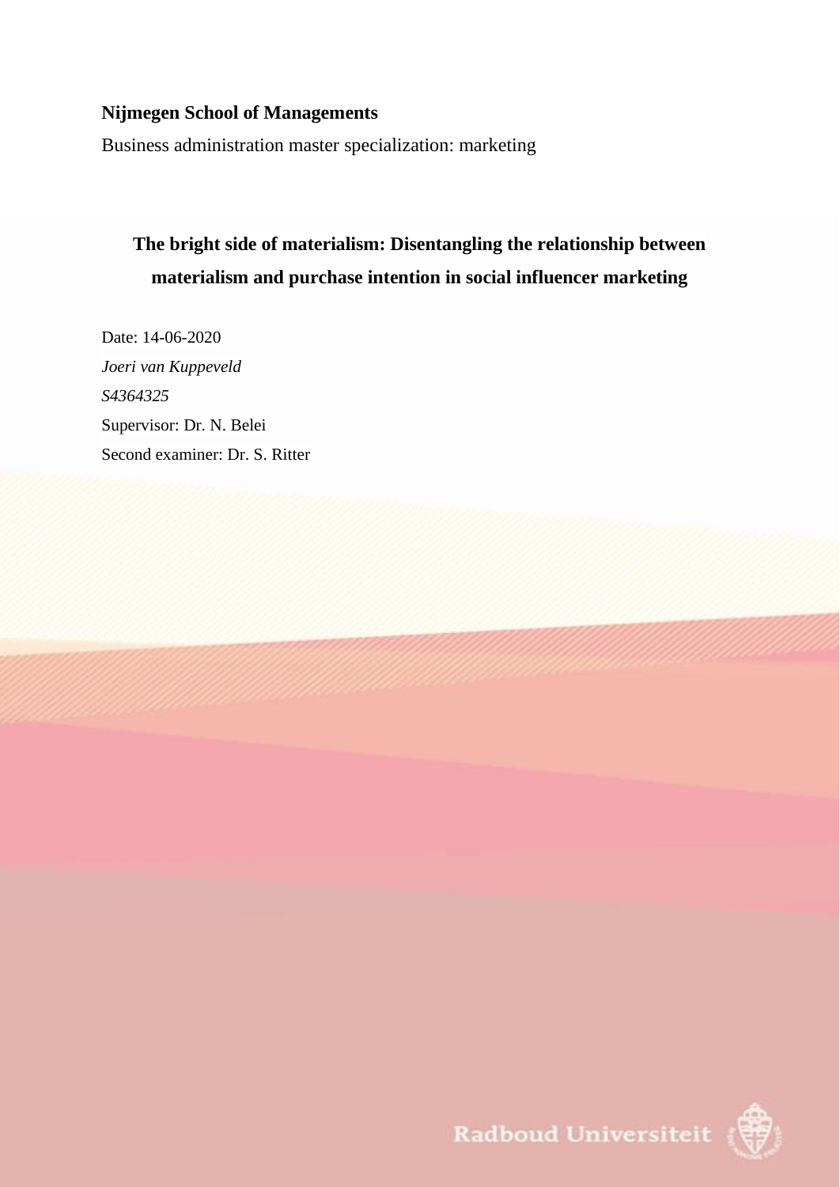**Nijmegen School of Managements**

Business administration master specialization: marketing

# The bright side of materialism: Disentangling the relationship between materialism and purchase intention in social influencer marketing

Date: 14-06-2020

*Joeri van Kuppeveld*

*S4364325*

Supervisor: Dr. N. Belei

Second examiner: Dr. S. Ritter

Radboud Universiteit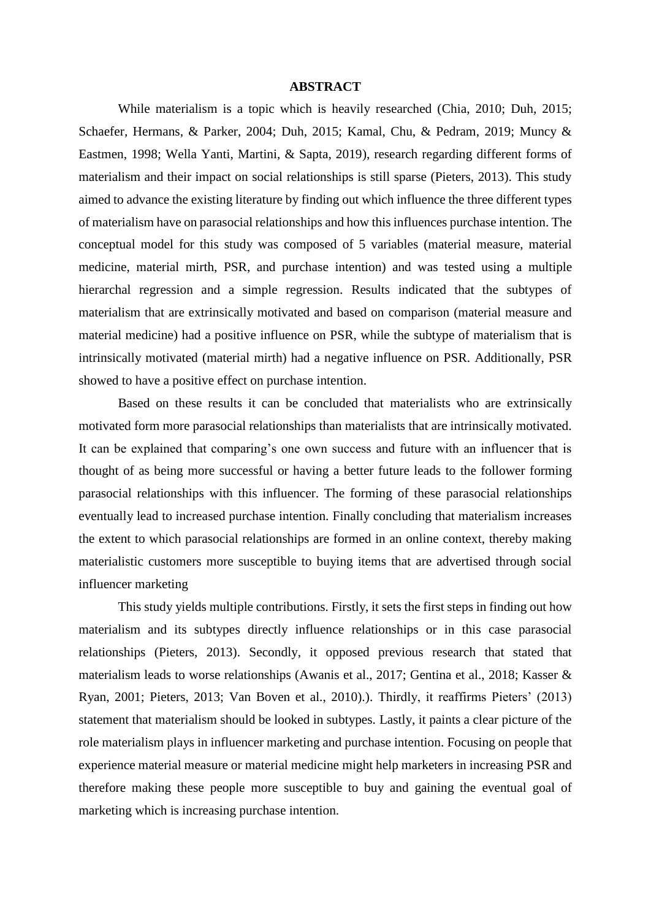# ABSTRACT

While materialism is a topic which is heavily researched (Chia, 2010; Duh, 2015; Schaefer, Hermans, & Parker, 2004; Duh, 2015; Kamal, Chu, & Pedram, 2019; Muncy & Eastmen, 1998; Wella Yanti, Martini, & Sapta, 2019), research regarding different forms of materialism and their impact on social relationships is still sparse (Pieters, 2013). This study aimed to advance the existing literature by finding out which influence the three different types of materialism have on parasocial relationships and how this influences purchase intention. The conceptual model for this study was composed of 5 variables (material measure, material medicine, material mirth, PSR, and purchase intention) and was tested using a multiple hierarchal regression and a simple regression. Results indicated that the subtypes of materialism that are extrinsically motivated and based on comparison (material measure and material medicine) had a positive influence on PSR, while the subtype of materialism that is intrinsically motivated (material mirth) had a negative influence on PSR. Additionally, PSR showed to have a positive effect on purchase intention.

Based on these results it can be concluded that materialists who are extrinsically motivated form more parasocial relationships than materialists that are intrinsically motivated. It can be explained that comparing's one own success and future with an influencer that is thought of as being more successful or having a better future leads to the follower forming parasocial relationships with this influencer. The forming of these parasocial relationships eventually lead to increased purchase intention. Finally concluding that materialism increases the extent to which parasocial relationships are formed in an online context, thereby making materialistic customers more susceptible to buying items that are advertised through social influencer marketing

This study yields multiple contributions. Firstly, it sets the first steps in finding out how materialism and its subtypes directly influence relationships or in this case parasocial relationships (Pieters, 2013). Secondly, it opposed previous research that stated that materialism leads to worse relationships (Awanis et al., 2017; Gentina et al., 2018; Kasser & Ryan, 2001; Pieters, 2013; Van Boven et al., 2010).). Thirdly, it reaffirms Pieters' (2013) statement that materialism should be looked in subtypes. Lastly, it paints a clear picture of the role materialism plays in influencer marketing and purchase intention. Focusing on people that experience material measure or material medicine might help marketers in increasing PSR and therefore making these people more susceptible to buy and gaining the eventual goal of marketing which is increasing purchase intention.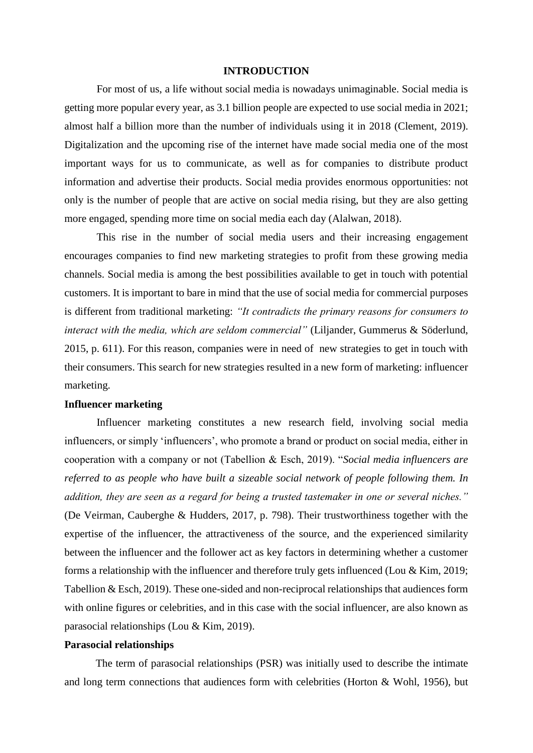# INTRODUCTION

For most of us, a life without social media is nowadays unimaginable. Social media is getting more popular every year, as 3.1 billion people are expected to use social media in 2021; almost half a billion more than the number of individuals using it in 2018 (Clement, 2019). Digitalization and the upcoming rise of the internet have made social media one of the most important ways for us to communicate, as well as for companies to distribute product information and advertise their products. Social media provides enormous opportunities: not only is the number of people that are active on social media rising, but they are also getting more engaged, spending more time on social media each day (Alalwan, 2018).

This rise in the number of social media users and their increasing engagement encourages companies to find new marketing strategies to profit from these growing media channels. Social media is among the best possibilities available to get in touch with potential customers. It is important to bare in mind that the use of social media for commercial purposes is different from traditional marketing: *"It contradicts the primary reasons for consumers to interact with the media, which are seldom commercial"* (Liljander, Gummerus & Söderlund, 2015, p. 611). For this reason, companies were in need of new strategies to get in touch with their consumers. This search for new strategies resulted in a new form of marketing: influencer marketing.

## Influencer marketing

Influencer marketing constitutes a new research field, involving social media influencers, or simply 'influencers', who promote a brand or product on social media, either in cooperation with a company or not (Tabellion & Esch, 2019). "*Social media influencers are referred to as people who have built a sizeable social network of people following them. In addition, they are seen as a regard for being a trusted tastemaker in one or several niches."* (De Veirman, Cauberghe & Hudders, 2017, p. 798). Their trustworthiness together with the expertise of the influencer, the attractiveness of the source, and the experienced similarity between the influencer and the follower act as key factors in determining whether a customer forms a relationship with the influencer and therefore truly gets influenced (Lou & Kim, 2019; Tabellion & Esch, 2019). These one-sided and non-reciprocal relationships that audiences form with online figures or celebrities, and in this case with the social influencer, are also known as parasocial relationships (Lou & Kim, 2019).

## Parasocial relationships

The term of parasocial relationships (PSR) was initially used to describe the intimate and long term connections that audiences form with celebrities (Horton & Wohl, 1956), but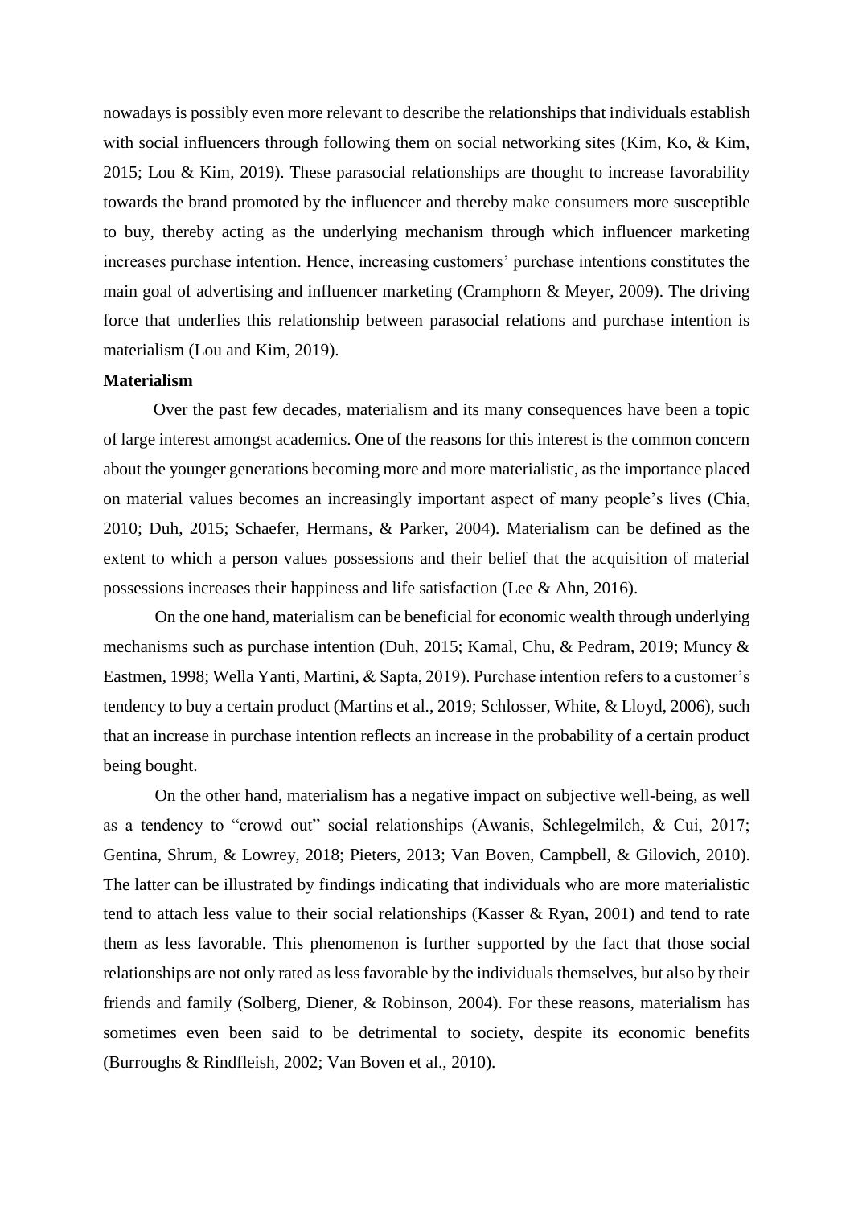nowadays is possibly even more relevant to describe the relationships that individuals establish with social influencers through following them on social networking sites (Kim, Ko, & Kim, 2015; Lou & Kim, 2019). These parasocial relationships are thought to increase favorability towards the brand promoted by the influencer and thereby make consumers more susceptible to buy, thereby acting as the underlying mechanism through which influencer marketing increases purchase intention. Hence, increasing customers' purchase intentions constitutes the main goal of advertising and influencer marketing (Cramphorn & Meyer, 2009). The driving force that underlies this relationship between parasocial relations and purchase intention is materialism (Lou and Kim, 2019).

**Materialism**

Over the past few decades, materialism and its many consequences have been a topic of large interest amongst academics. One of the reasons for this interest is the common concern about the younger generations becoming more and more materialistic, as the importance placed on material values becomes an increasingly important aspect of many people's lives (Chia, 2010; Duh, 2015; Schaefer, Hermans, & Parker, 2004). Materialism can be defined as the extent to which a person values possessions and their belief that the acquisition of material possessions increases their happiness and life satisfaction (Lee & Ahn, 2016).

On the one hand, materialism can be beneficial for economic wealth through underlying mechanisms such as purchase intention (Duh, 2015; Kamal, Chu, & Pedram, 2019; Muncy & Eastmen, 1998; Wella Yanti, Martini, & Sapta, 2019). Purchase intention refers to a customer's tendency to buy a certain product (Martins et al., 2019; Schlosser, White, & Lloyd, 2006), such that an increase in purchase intention reflects an increase in the probability of a certain product being bought.

On the other hand, materialism has a negative impact on subjective well-being, as well as a tendency to "crowd out" social relationships (Awanis, Schlegelmilch, & Cui, 2017; Gentina, Shrum, & Lowrey, 2018; Pieters, 2013; Van Boven, Campbell, & Gilovich, 2010). The latter can be illustrated by findings indicating that individuals who are more materialistic tend to attach less value to their social relationships (Kasser & Ryan, 2001) and tend to rate them as less favorable. This phenomenon is further supported by the fact that those social relationships are not only rated as less favorable by the individuals themselves, but also by their friends and family (Solberg, Diener, & Robinson, 2004). For these reasons, materialism has sometimes even been said to be detrimental to society, despite its economic benefits (Burroughs & Rindfleish, 2002; Van Boven et al., 2010).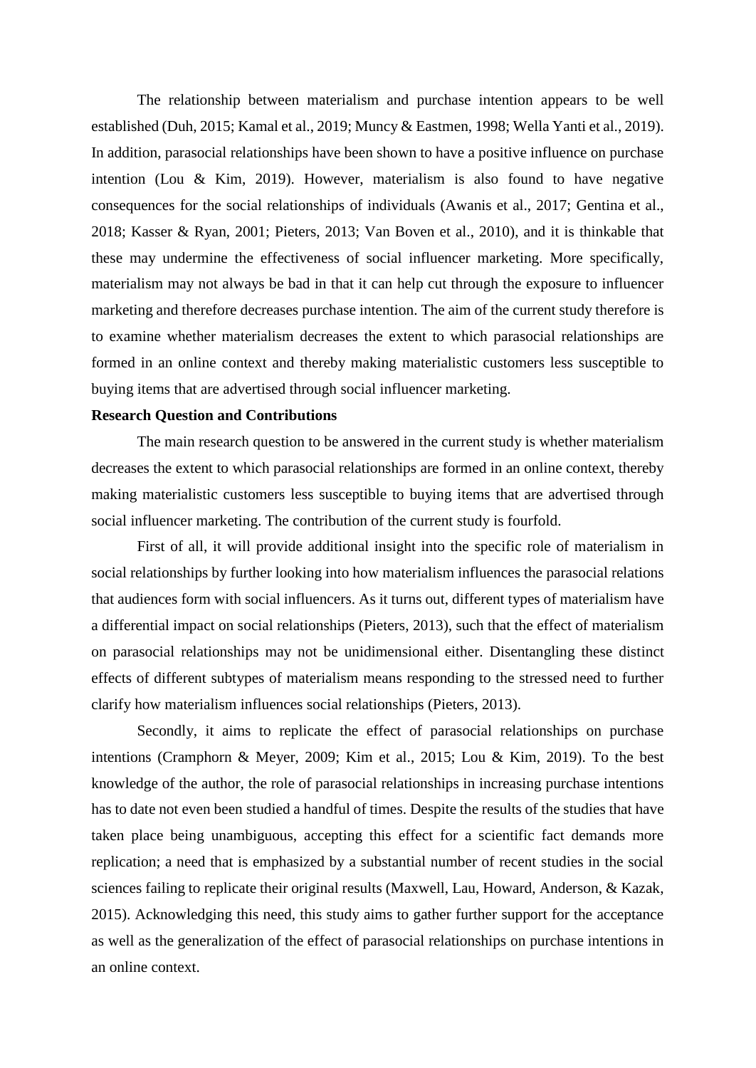The relationship between materialism and purchase intention appears to be well established (Duh, 2015; Kamal et al., 2019; Muncy & Eastmen, 1998; Wella Yanti et al., 2019). In addition, parasocial relationships have been shown to have a positive influence on purchase intention (Lou & Kim, 2019). However, materialism is also found to have negative consequences for the social relationships of individuals (Awanis et al., 2017; Gentina et al., 2018; Kasser & Ryan, 2001; Pieters, 2013; Van Boven et al., 2010), and it is thinkable that these may undermine the effectiveness of social influencer marketing. More specifically, materialism may not always be bad in that it can help cut through the exposure to influencer marketing and therefore decreases purchase intention. The aim of the current study therefore is to examine whether materialism decreases the extent to which parasocial relationships are formed in an online context and thereby making materialistic customers less susceptible to buying items that are advertised through social influencer marketing.

**Research Question and Contributions**

The main research question to be answered in the current study is whether materialism decreases the extent to which parasocial relationships are formed in an online context, thereby making materialistic customers less susceptible to buying items that are advertised through social influencer marketing. The contribution of the current study is fourfold.

First of all, it will provide additional insight into the specific role of materialism in social relationships by further looking into how materialism influences the parasocial relations that audiences form with social influencers. As it turns out, different types of materialism have a differential impact on social relationships (Pieters, 2013), such that the effect of materialism on parasocial relationships may not be unidimensional either. Disentangling these distinct effects of different subtypes of materialism means responding to the stressed need to further clarify how materialism influences social relationships (Pieters, 2013).

Secondly, it aims to replicate the effect of parasocial relationships on purchase intentions (Cramphorn & Meyer, 2009; Kim et al., 2015; Lou & Kim, 2019). To the best knowledge of the author, the role of parasocial relationships in increasing purchase intentions has to date not even been studied a handful of times. Despite the results of the studies that have taken place being unambiguous, accepting this effect for a scientific fact demands more replication; a need that is emphasized by a substantial number of recent studies in the social sciences failing to replicate their original results (Maxwell, Lau, Howard, Anderson, & Kazak, 2015). Acknowledging this need, this study aims to gather further support for the acceptance as well as the generalization of the effect of parasocial relationships on purchase intentions in an online context.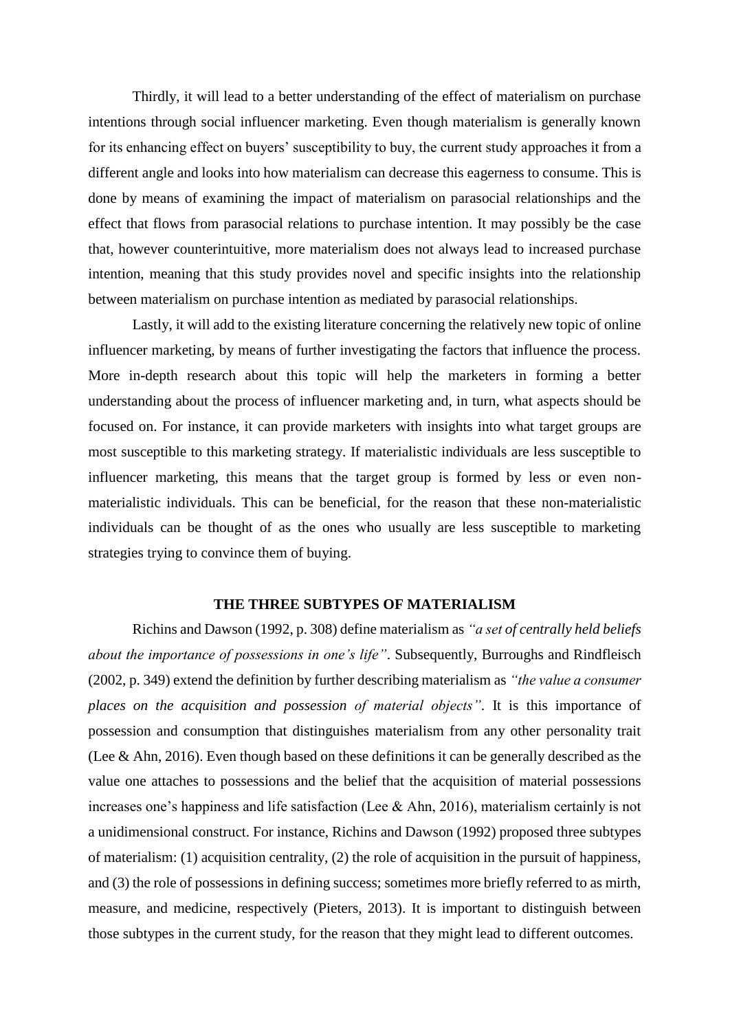Thirdly, it will lead to a better understanding of the effect of materialism on purchase intentions through social influencer marketing. Even though materialism is generally known for its enhancing effect on buyers' susceptibility to buy, the current study approaches it from a different angle and looks into how materialism can decrease this eagerness to consume. This is done by means of examining the impact of materialism on parasocial relationships and the effect that flows from parasocial relations to purchase intention. It may possibly be the case that, however counterintuitive, more materialism does not always lead to increased purchase intention, meaning that this study provides novel and specific insights into the relationship between materialism on purchase intention as mediated by parasocial relationships.

Lastly, it will add to the existing literature concerning the relatively new topic of online influencer marketing, by means of further investigating the factors that influence the process. More in-depth research about this topic will help the marketers in forming a better understanding about the process of influencer marketing and, in turn, what aspects should be focused on. For instance, it can provide marketers with insights into what target groups are most susceptible to this marketing strategy. If materialistic individuals are less susceptible to influencer marketing, this means that the target group is formed by less or even non-materialistic individuals. This can be beneficial, for the reason that these non-materialistic individuals can be thought of as the ones who usually are less susceptible to marketing strategies trying to convince them of buying.

## THE THREE SUBTYPES OF MATERIALISM

Richins and Dawson (1992, p. 308) define materialism as *"a set of centrally held beliefs about the importance of possessions in one's life"*. Subsequently, Burroughs and Rindfleisch (2002, p. 349) extend the definition by further describing materialism as *"the value a consumer places on the acquisition and possession of material objects"*. It is this importance of possession and consumption that distinguishes materialism from any other personality trait (Lee & Ahn, 2016). Even though based on these definitions it can be generally described as the value one attaches to possessions and the belief that the acquisition of material possessions increases one's happiness and life satisfaction (Lee & Ahn, 2016), materialism certainly is not a unidimensional construct. For instance, Richins and Dawson (1992) proposed three subtypes of materialism: (1) acquisition centrality, (2) the role of acquisition in the pursuit of happiness, and (3) the role of possessions in defining success; sometimes more briefly referred to as mirth, measure, and medicine, respectively (Pieters, 2013). It is important to distinguish between those subtypes in the current study, for the reason that they might lead to different outcomes.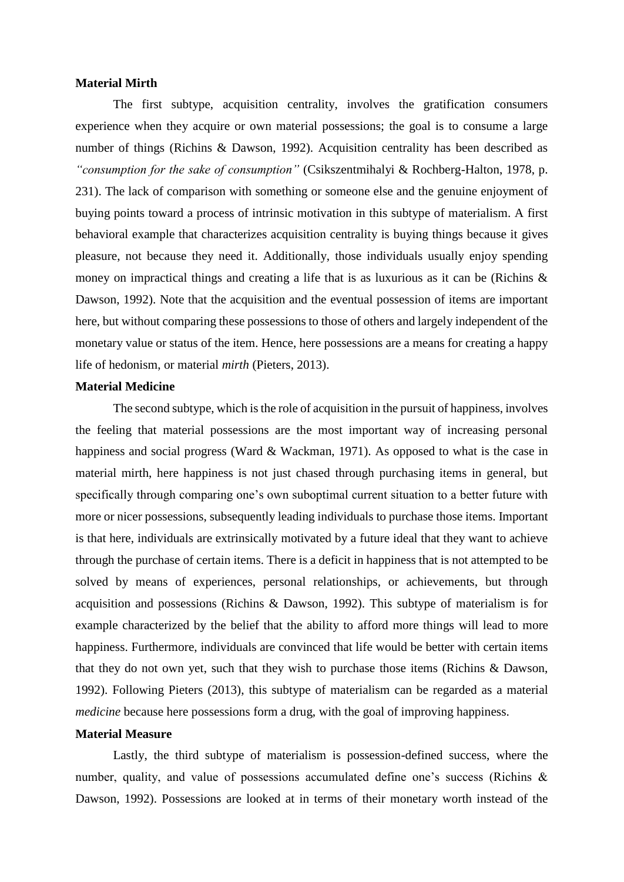**Material Mirth**

The first subtype, acquisition centrality, involves the gratification consumers experience when they acquire or own material possessions; the goal is to consume a large number of things (Richins & Dawson, 1992). Acquisition centrality has been described as *"consumption for the sake of consumption"* (Csikszentmihalyi & Rochberg-Halton, 1978, p. 231). The lack of comparison with something or someone else and the genuine enjoyment of buying points toward a process of intrinsic motivation in this subtype of materialism. A first behavioral example that characterizes acquisition centrality is buying things because it gives pleasure, not because they need it. Additionally, those individuals usually enjoy spending money on impractical things and creating a life that is as luxurious as it can be (Richins & Dawson, 1992). Note that the acquisition and the eventual possession of items are important here, but without comparing these possessions to those of others and largely independent of the monetary value or status of the item. Hence, here possessions are a means for creating a happy life of hedonism, or material *mirth* (Pieters, 2013).

**Material Medicine**

The second subtype, which is the role of acquisition in the pursuit of happiness, involves the feeling that material possessions are the most important way of increasing personal happiness and social progress (Ward & Wackman, 1971). As opposed to what is the case in material mirth, here happiness is not just chased through purchasing items in general, but specifically through comparing one's own suboptimal current situation to a better future with more or nicer possessions, subsequently leading individuals to purchase those items. Important is that here, individuals are extrinsically motivated by a future ideal that they want to achieve through the purchase of certain items. There is a deficit in happiness that is not attempted to be solved by means of experiences, personal relationships, or achievements, but through acquisition and possessions (Richins & Dawson, 1992). This subtype of materialism is for example characterized by the belief that the ability to afford more things will lead to more happiness. Furthermore, individuals are convinced that life would be better with certain items that they do not own yet, such that they wish to purchase those items (Richins & Dawson, 1992). Following Pieters (2013), this subtype of materialism can be regarded as a material *medicine* because here possessions form a drug, with the goal of improving happiness.

**Material Measure**

Lastly, the third subtype of materialism is possession-defined success, where the number, quality, and value of possessions accumulated define one's success (Richins & Dawson, 1992). Possessions are looked at in terms of their monetary worth instead of the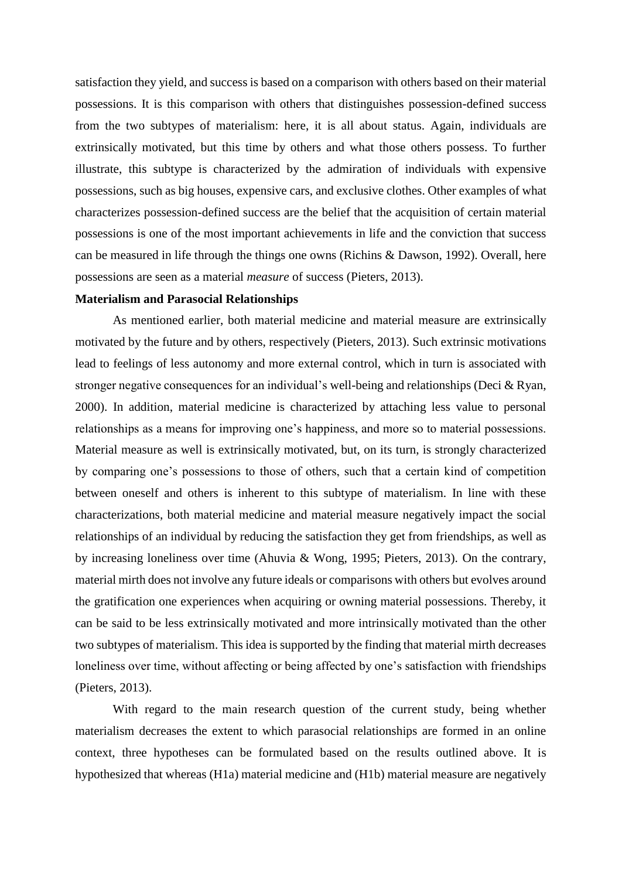satisfaction they yield, and success is based on a comparison with others based on their material possessions. It is this comparison with others that distinguishes possession-defined success from the two subtypes of materialism: here, it is all about status. Again, individuals are extrinsically motivated, but this time by others and what those others possess. To further illustrate, this subtype is characterized by the admiration of individuals with expensive possessions, such as big houses, expensive cars, and exclusive clothes. Other examples of what characterizes possession-defined success are the belief that the acquisition of certain material possessions is one of the most important achievements in life and the conviction that success can be measured in life through the things one owns (Richins & Dawson, 1992). Overall, here possessions are seen as a material *measure* of success (Pieters, 2013).

**Materialism and Parasocial Relationships**

As mentioned earlier, both material medicine and material measure are extrinsically motivated by the future and by others, respectively (Pieters, 2013). Such extrinsic motivations lead to feelings of less autonomy and more external control, which in turn is associated with stronger negative consequences for an individual's well-being and relationships (Deci & Ryan, 2000). In addition, material medicine is characterized by attaching less value to personal relationships as a means for improving one's happiness, and more so to material possessions. Material measure as well is extrinsically motivated, but, on its turn, is strongly characterized by comparing one's possessions to those of others, such that a certain kind of competition between oneself and others is inherent to this subtype of materialism. In line with these characterizations, both material medicine and material measure negatively impact the social relationships of an individual by reducing the satisfaction they get from friendships, as well as by increasing loneliness over time (Ahuvia & Wong, 1995; Pieters, 2013). On the contrary, material mirth does not involve any future ideals or comparisons with others but evolves around the gratification one experiences when acquiring or owning material possessions. Thereby, it can be said to be less extrinsically motivated and more intrinsically motivated than the other two subtypes of materialism. This idea is supported by the finding that material mirth decreases loneliness over time, without affecting or being affected by one's satisfaction with friendships (Pieters, 2013).

With regard to the main research question of the current study, being whether materialism decreases the extent to which parasocial relationships are formed in an online context, three hypotheses can be formulated based on the results outlined above. It is hypothesized that whereas (H1a) material medicine and (H1b) material measure are negatively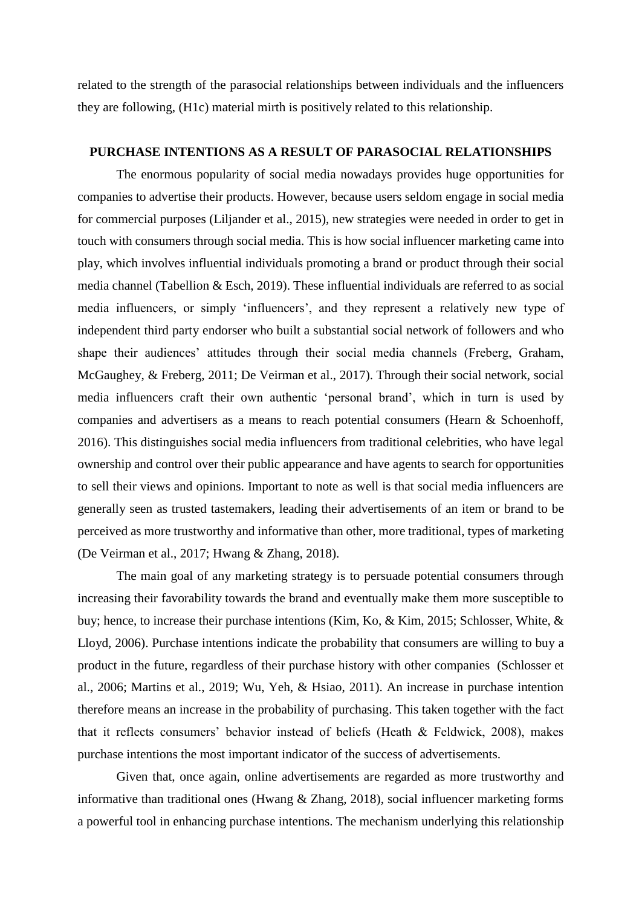related to the strength of the parasocial relationships between individuals and the influencers they are following, (H1c) material mirth is positively related to this relationship.

## PURCHASE INTENTIONS AS A RESULT OF PARASOCIAL RELATIONSHIPS

The enormous popularity of social media nowadays provides huge opportunities for companies to advertise their products. However, because users seldom engage in social media for commercial purposes (Liljander et al., 2015), new strategies were needed in order to get in touch with consumers through social media. This is how social influencer marketing came into play, which involves influential individuals promoting a brand or product through their social media channel (Tabellion & Esch, 2019). These influential individuals are referred to as social media influencers, or simply 'influencers', and they represent a relatively new type of independent third party endorser who built a substantial social network of followers and who shape their audiences' attitudes through their social media channels (Freberg, Graham, McGaughey, & Freberg, 2011; De Veirman et al., 2017). Through their social network, social media influencers craft their own authentic 'personal brand', which in turn is used by companies and advertisers as a means to reach potential consumers (Hearn & Schoenhoff, 2016). This distinguishes social media influencers from traditional celebrities, who have legal ownership and control over their public appearance and have agents to search for opportunities to sell their views and opinions. Important to note as well is that social media influencers are generally seen as trusted tastemakers, leading their advertisements of an item or brand to be perceived as more trustworthy and informative than other, more traditional, types of marketing (De Veirman et al., 2017; Hwang & Zhang, 2018).

The main goal of any marketing strategy is to persuade potential consumers through increasing their favorability towards the brand and eventually make them more susceptible to buy; hence, to increase their purchase intentions (Kim, Ko, & Kim, 2015; Schlosser, White, & Lloyd, 2006). Purchase intentions indicate the probability that consumers are willing to buy a product in the future, regardless of their purchase history with other companies (Schlosser et al., 2006; Martins et al., 2019; Wu, Yeh, & Hsiao, 2011). An increase in purchase intention therefore means an increase in the probability of purchasing. This taken together with the fact that it reflects consumers' behavior instead of beliefs (Heath & Feldwick, 2008), makes purchase intentions the most important indicator of the success of advertisements.

Given that, once again, online advertisements are regarded as more trustworthy and informative than traditional ones (Hwang & Zhang, 2018), social influencer marketing forms a powerful tool in enhancing purchase intentions. The mechanism underlying this relationship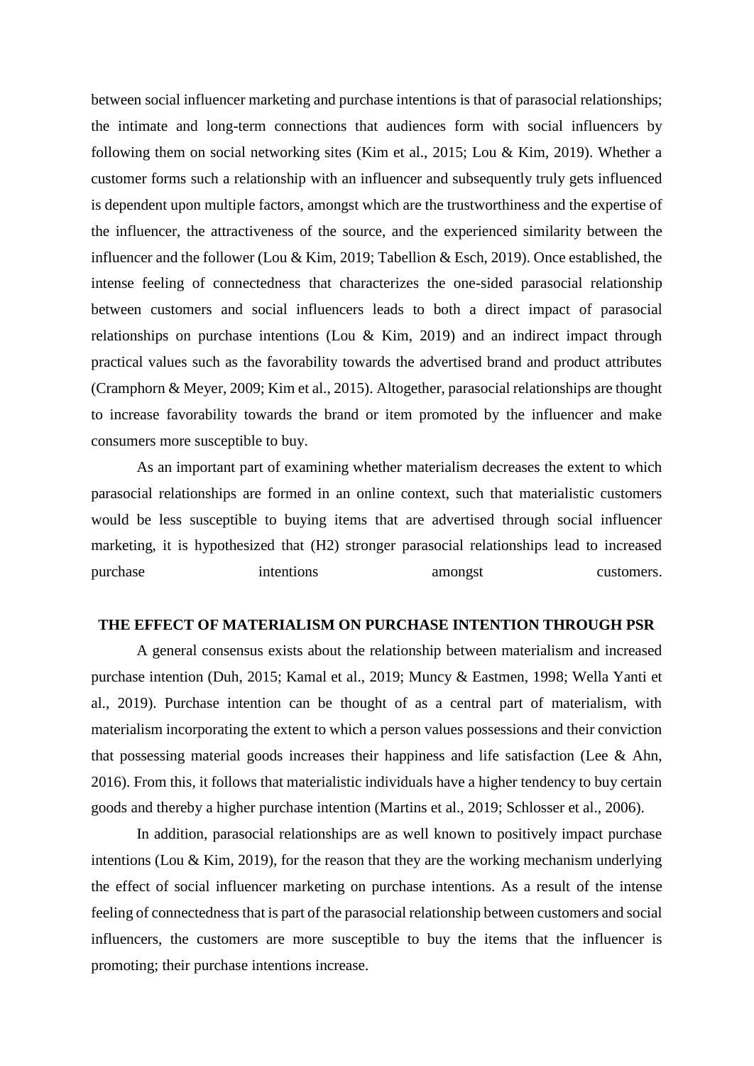between social influencer marketing and purchase intentions is that of parasocial relationships; the intimate and long-term connections that audiences form with social influencers by following them on social networking sites (Kim et al., 2015; Lou & Kim, 2019). Whether a customer forms such a relationship with an influencer and subsequently truly gets influenced is dependent upon multiple factors, amongst which are the trustworthiness and the expertise of the influencer, the attractiveness of the source, and the experienced similarity between the influencer and the follower (Lou & Kim, 2019; Tabellion & Esch, 2019). Once established, the intense feeling of connectedness that characterizes the one-sided parasocial relationship between customers and social influencers leads to both a direct impact of parasocial relationships on purchase intentions (Lou & Kim, 2019) and an indirect impact through practical values such as the favorability towards the advertised brand and product attributes (Cramphorn & Meyer, 2009; Kim et al., 2015). Altogether, parasocial relationships are thought to increase favorability towards the brand or item promoted by the influencer and make consumers more susceptible to buy.

As an important part of examining whether materialism decreases the extent to which parasocial relationships are formed in an online context, such that materialistic customers would be less susceptible to buying items that are advertised through social influencer marketing, it is hypothesized that (H2) stronger parasocial relationships lead to increased purchase intentions amongst customers.

## THE EFFECT OF MATERIALISM ON PURCHASE INTENTION THROUGH PSR

A general consensus exists about the relationship between materialism and increased purchase intention (Duh, 2015; Kamal et al., 2019; Muncy & Eastmen, 1998; Wella Yanti et al., 2019). Purchase intention can be thought of as a central part of materialism, with materialism incorporating the extent to which a person values possessions and their conviction that possessing material goods increases their happiness and life satisfaction (Lee & Ahn, 2016). From this, it follows that materialistic individuals have a higher tendency to buy certain goods and thereby a higher purchase intention (Martins et al., 2019; Schlosser et al., 2006).

In addition, parasocial relationships are as well known to positively impact purchase intentions (Lou & Kim, 2019), for the reason that they are the working mechanism underlying the effect of social influencer marketing on purchase intentions. As a result of the intense feeling of connectedness that is part of the parasocial relationship between customers and social influencers, the customers are more susceptible to buy the items that the influencer is promoting; their purchase intentions increase.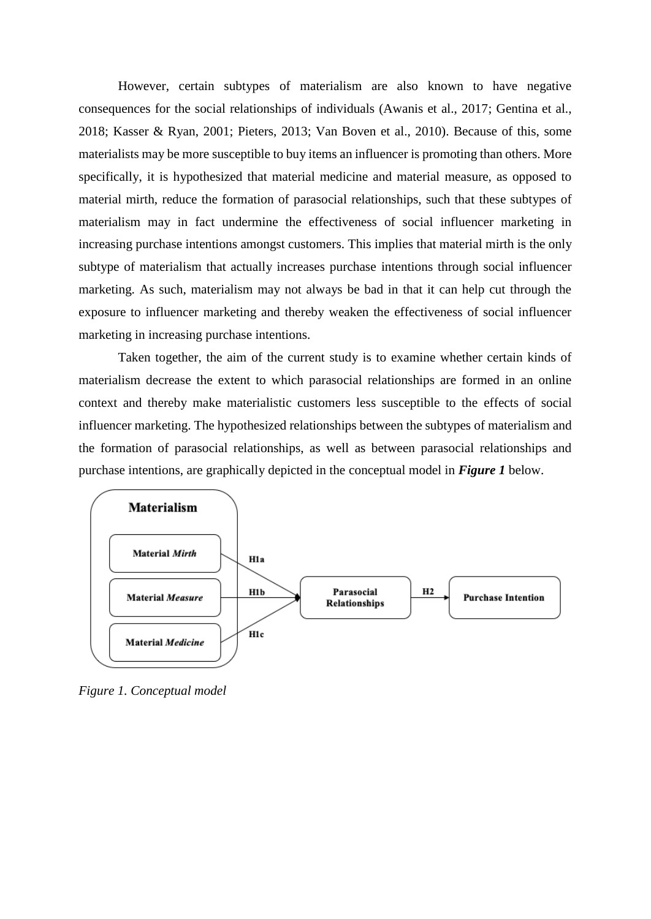However, certain subtypes of materialism are also known to have negative consequences for the social relationships of individuals (Awanis et al., 2017; Gentina et al., 2018; Kasser & Ryan, 2001; Pieters, 2013; Van Boven et al., 2010). Because of this, some materialists may be more susceptible to buy items an influencer is promoting than others. More specifically, it is hypothesized that material medicine and material measure, as opposed to material mirth, reduce the formation of parasocial relationships, such that these subtypes of materialism may in fact undermine the effectiveness of social influencer marketing in increasing purchase intentions amongst customers. This implies that material mirth is the only subtype of materialism that actually increases purchase intentions through social influencer marketing. As such, materialism may not always be bad in that it can help cut through the exposure to influencer marketing and thereby weaken the effectiveness of social influencer marketing in increasing purchase intentions.

Taken together, the aim of the current study is to examine whether certain kinds of materialism decrease the extent to which parasocial relationships are formed in an online context and thereby make materialistic customers less susceptible to the effects of social influencer marketing. The hypothesized relationships between the subtypes of materialism and the formation of parasocial relationships, as well as between parasocial relationships and purchase intentions, are graphically depicted in the conceptual model in ***Figure 1*** below.

*Figure 1. Conceptual model*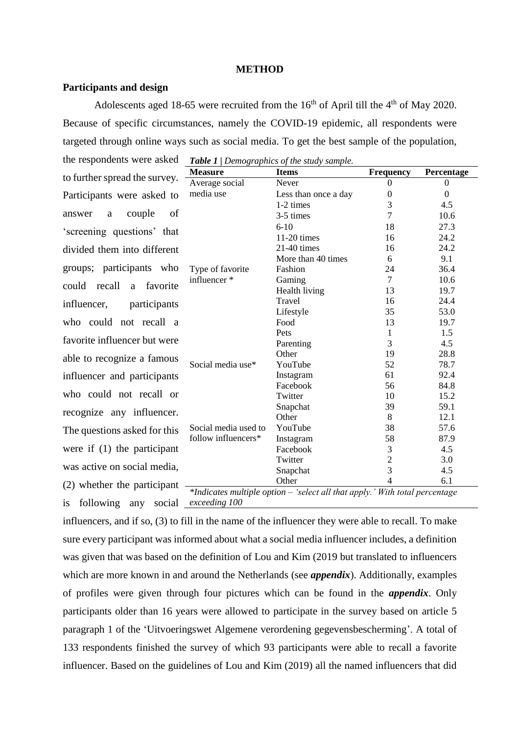# METHOD

## Participants and design

Adolescents aged 18-65 were recruited from the 16th of April till the 4th of May 2020. Because of specific circumstances, namely the COVID-19 epidemic, all respondents were targeted through online ways such as social media. To get the best sample of the population, the respondents were asked to further spread the survey. Participants were asked to answer a couple of 'screening questions' that divided them into different groups; participants who could recall a favorite influencer, participants who could not recall a favorite influencer but were able to recognize a famous influencer and participants who could not recall or recognize any influencer. The questions asked for this were if (1) the participant was active on social media, (2) whether the participant is following any social influencers, and if so, (3) to fill in the name of the influencer they were able to recall. To make sure every participant was informed about what a social media influencer includes, a definition was given that was based on the definition of Lou and Kim (2019 but translated to influencers which are more known in and around the Netherlands (see ***appendix***). Additionally, examples of profiles were given through four pictures which can be found in the ***appendix***. Only participants older than 16 years were allowed to participate in the survey based on article 5 paragraph 1 of the 'Uitvoeringswet Algemene verordening gegevensbescherming'. A total of 133 respondents finished the survey of which 93 participants were able to recall a favorite influencer. Based on the guidelines of Lou and Kim (2019) all the named influencers that did

***Table 1*** | *Demographics of the study sample.*

| Measure | Items | Frequency | Percentage |
|---|---|---|---|
| Average social media use | Never | 0 | 0 |
| | Less than once a day | 0 | 0 |
| | 1-2 times | 3 | 4.5 |
| | 3-5 times | 7 | 10.6 |
| | 6-10 | 18 | 27.3 |
| | 11-20 times | 16 | 24.2 |
| | 21-40 times | 16 | 24.2 |
| | More than 40 times | 6 | 9.1 |
| Type of favorite influencer * | Fashion | 24 | 36.4 |
| | Gaming | 7 | 10.6 |
| | Health living | 13 | 19.7 |
| | Travel | 16 | 24.4 |
| | Lifestyle | 35 | 53.0 |
| | Food | 13 | 19.7 |
| | Pets | 1 | 1.5 |
| | Parenting | 3 | 4.5 |
| | Other | 19 | 28.8 |
| Social media use* | YouTube | 52 | 78.7 |
| | Instagram | 61 | 92.4 |
| | Facebook | 56 | 84.8 |
| | Twitter | 10 | 15.2 |
| | Snapchat | 39 | 59.1 |
| | Other | 8 | 12.1 |
| Social media used to follow influencers* | YouTube | 38 | 57.6 |
| | Instagram | 58 | 87.9 |
| | Facebook | 3 | 4.5 |
| | Twitter | 2 | 3.0 |
| | Snapchat | 3 | 4.5 |
| | Other | 4 | 6.1 |

*\*Indicates multiple option – 'select all that apply.' With total percentage exceeding 100*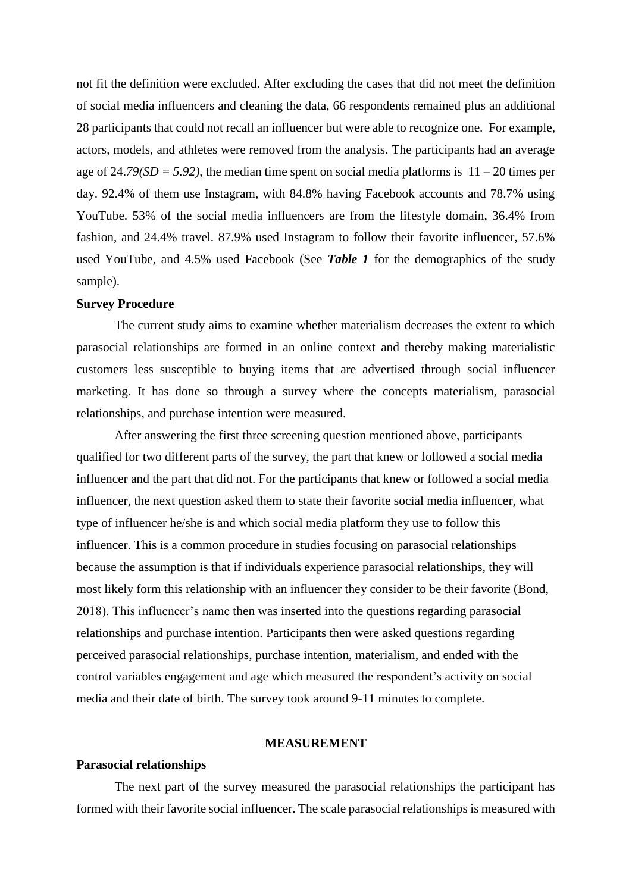not fit the definition were excluded. After excluding the cases that did not meet the definition of social media influencers and cleaning the data, 66 respondents remained plus an additional 28 participants that could not recall an influencer but were able to recognize one. For example, actors, models, and athletes were removed from the analysis. The participants had an average age of 24.*79(SD = 5.92)*, the median time spent on social media platforms is 11 – 20 times per day. 92.4% of them use Instagram, with 84.8% having Facebook accounts and 78.7% using YouTube. 53% of the social media influencers are from the lifestyle domain, 36.4% from fashion, and 24.4% travel. 87.9% used Instagram to follow their favorite influencer, 57.6% used YouTube, and 4.5% used Facebook (See ***Table 1*** for the demographics of the study sample).

**Survey Procedure**

The current study aims to examine whether materialism decreases the extent to which parasocial relationships are formed in an online context and thereby making materialistic customers less susceptible to buying items that are advertised through social influencer marketing. It has done so through a survey where the concepts materialism, parasocial relationships, and purchase intention were measured.

After answering the first three screening question mentioned above, participants qualified for two different parts of the survey, the part that knew or followed a social media influencer and the part that did not. For the participants that knew or followed a social media influencer, the next question asked them to state their favorite social media influencer, what type of influencer he/she is and which social media platform they use to follow this influencer. This is a common procedure in studies focusing on parasocial relationships because the assumption is that if individuals experience parasocial relationships, they will most likely form this relationship with an influencer they consider to be their favorite (Bond, 2018). This influencer's name then was inserted into the questions regarding parasocial relationships and purchase intention. Participants then were asked questions regarding perceived parasocial relationships, purchase intention, materialism, and ended with the control variables engagement and age which measured the respondent's activity on social media and their date of birth. The survey took around 9-11 minutes to complete.

## MEASUREMENT

**Parasocial relationships**

The next part of the survey measured the parasocial relationships the participant has formed with their favorite social influencer. The scale parasocial relationships is measured with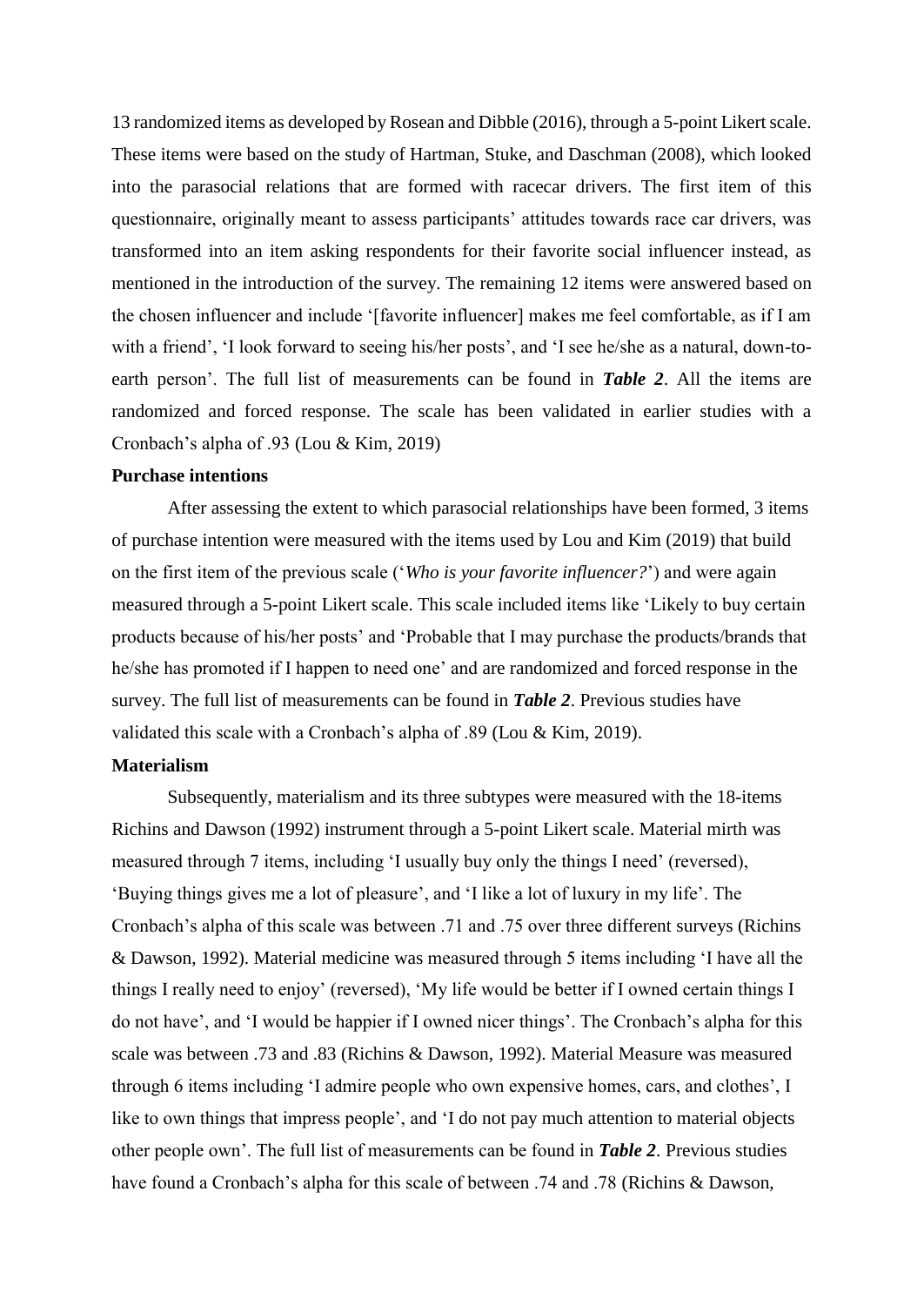13 randomized items as developed by Rosean and Dibble (2016), through a 5-point Likert scale. These items were based on the study of Hartman, Stuke, and Daschman (2008), which looked into the parasocial relations that are formed with racecar drivers. The first item of this questionnaire, originally meant to assess participants' attitudes towards race car drivers, was transformed into an item asking respondents for their favorite social influencer instead, as mentioned in the introduction of the survey. The remaining 12 items were answered based on the chosen influencer and include '[favorite influencer] makes me feel comfortable, as if I am with a friend', 'I look forward to seeing his/her posts', and 'I see he/she as a natural, down-to-earth person'. The full list of measurements can be found in ***Table 2***. All the items are randomized and forced response. The scale has been validated in earlier studies with a Cronbach's alpha of .93 (Lou & Kim, 2019)

**Purchase intentions**

After assessing the extent to which parasocial relationships have been formed, 3 items of purchase intention were measured with the items used by Lou and Kim (2019) that build on the first item of the previous scale ('*Who is your favorite influencer?*') and were again measured through a 5-point Likert scale. This scale included items like 'Likely to buy certain products because of his/her posts' and 'Probable that I may purchase the products/brands that he/she has promoted if I happen to need one' and are randomized and forced response in the survey. The full list of measurements can be found in ***Table 2***. Previous studies have validated this scale with a Cronbach's alpha of .89 (Lou & Kim, 2019).

**Materialism**

Subsequently, materialism and its three subtypes were measured with the 18-items Richins and Dawson (1992) instrument through a 5-point Likert scale. Material mirth was measured through 7 items, including 'I usually buy only the things I need' (reversed), 'Buying things gives me a lot of pleasure', and 'I like a lot of luxury in my life'. The Cronbach's alpha of this scale was between .71 and .75 over three different surveys (Richins & Dawson, 1992). Material medicine was measured through 5 items including 'I have all the things I really need to enjoy' (reversed), 'My life would be better if I owned certain things I do not have', and 'I would be happier if I owned nicer things'. The Cronbach's alpha for this scale was between .73 and .83 (Richins & Dawson, 1992). Material Measure was measured through 6 items including 'I admire people who own expensive homes, cars, and clothes', I like to own things that impress people', and 'I do not pay much attention to material objects other people own'. The full list of measurements can be found in ***Table 2***. Previous studies have found a Cronbach's alpha for this scale of between .74 and .78 (Richins & Dawson,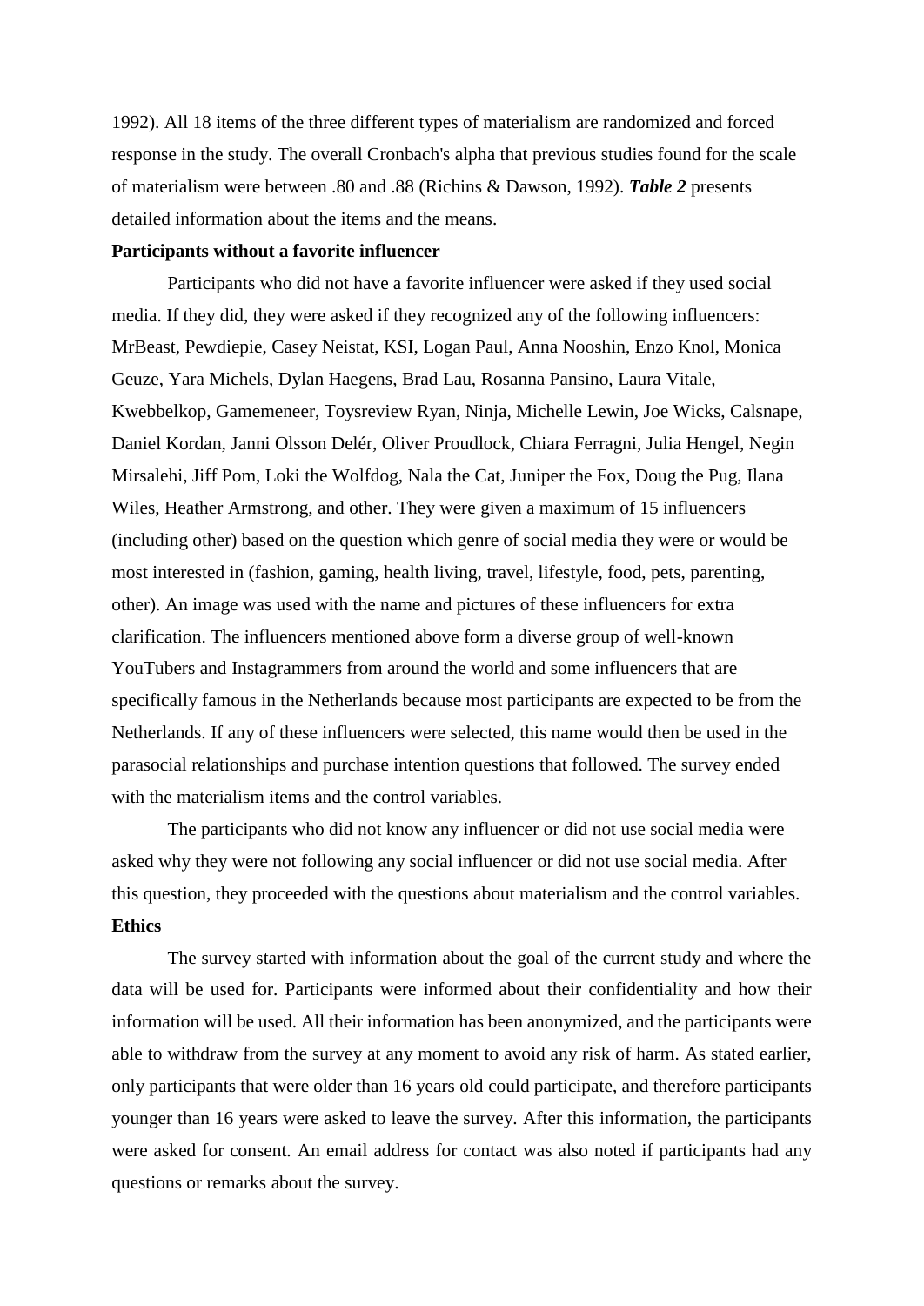1992). All 18 items of the three different types of materialism are randomized and forced response in the study. The overall Cronbach's alpha that previous studies found for the scale of materialism were between .80 and .88 (Richins & Dawson, 1992). ***Table 2*** presents detailed information about the items and the means.

**Participants without a favorite influencer**

Participants who did not have a favorite influencer were asked if they used social media. If they did, they were asked if they recognized any of the following influencers: MrBeast, Pewdiepie, Casey Neistat, KSI, Logan Paul, Anna Nooshin, Enzo Knol, Monica Geuze, Yara Michels, Dylan Haegens, Brad Lau, Rosanna Pansino, Laura Vitale, Kwebbelkop, Gamemeneer, Toysreview Ryan, Ninja, Michelle Lewin, Joe Wicks, Calsnape, Daniel Kordan, Janni Olsson Delér, Oliver Proudlock, Chiara Ferragni, Julia Hengel, Negin Mirsalehi, Jiff Pom, Loki the Wolfdog, Nala the Cat, Juniper the Fox, Doug the Pug, Ilana Wiles, Heather Armstrong, and other. They were given a maximum of 15 influencers (including other) based on the question which genre of social media they were or would be most interested in (fashion, gaming, health living, travel, lifestyle, food, pets, parenting, other). An image was used with the name and pictures of these influencers for extra clarification. The influencers mentioned above form a diverse group of well-known YouTubers and Instagrammers from around the world and some influencers that are specifically famous in the Netherlands because most participants are expected to be from the Netherlands. If any of these influencers were selected, this name would then be used in the parasocial relationships and purchase intention questions that followed. The survey ended with the materialism items and the control variables.

The participants who did not know any influencer or did not use social media were asked why they were not following any social influencer or did not use social media. After this question, they proceeded with the questions about materialism and the control variables.

**Ethics**

The survey started with information about the goal of the current study and where the data will be used for. Participants were informed about their confidentiality and how their information will be used. All their information has been anonymized, and the participants were able to withdraw from the survey at any moment to avoid any risk of harm. As stated earlier, only participants that were older than 16 years old could participate, and therefore participants younger than 16 years were asked to leave the survey. After this information, the participants were asked for consent. An email address for contact was also noted if participants had any questions or remarks about the survey.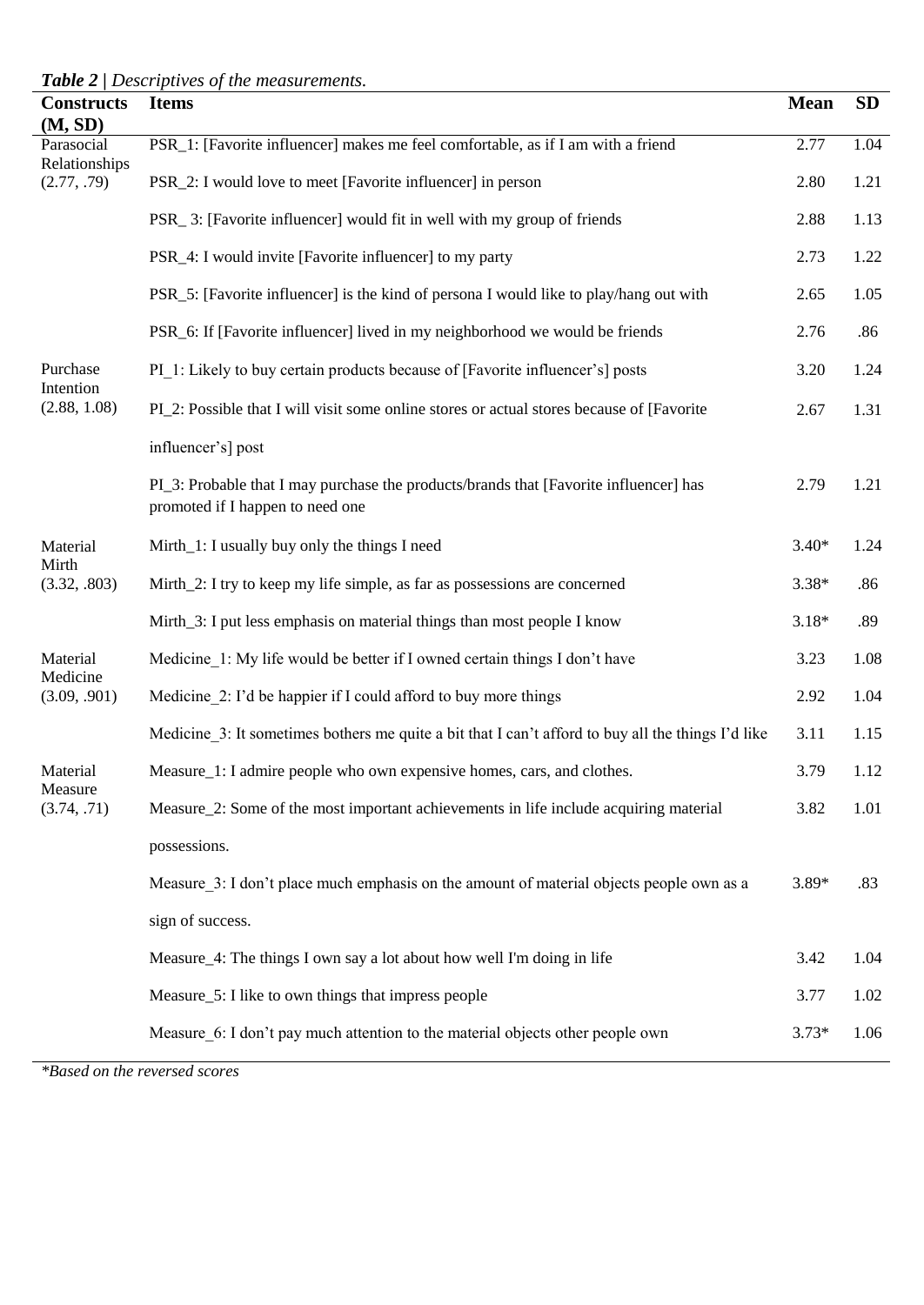***Table 2** | Descriptives of the measurements.*

| Constructs (M, SD) | Items | Mean | SD |
|---|---|---|---|
| Parasocial Relationships (2.77, .79) | PSR_1: [Favorite influencer] makes me feel comfortable, as if I am with a friend | 2.77 | 1.04 |
| | PSR_2: I would love to meet [Favorite influencer] in person | 2.80 | 1.21 |
| | PSR_ 3: [Favorite influencer] would fit in well with my group of friends | 2.88 | 1.13 |
| | PSR_4: I would invite [Favorite influencer] to my party | 2.73 | 1.22 |
| | PSR_5: [Favorite influencer] is the kind of persona I would like to play/hang out with | 2.65 | 1.05 |
| | PSR_6: If [Favorite influencer] lived in my neighborhood we would be friends | 2.76 | .86 |
| Purchase Intention (2.88, 1.08) | PI_1: Likely to buy certain products because of [Favorite influencer's] posts | 3.20 | 1.24 |
| | PI_2: Possible that I will visit some online stores or actual stores because of [Favorite influencer's] post | 2.67 | 1.31 |
| | PI_3: Probable that I may purchase the products/brands that [Favorite influencer] has promoted if I happen to need one | 2.79 | 1.21 |
| Material Mirth (3.32, .803) | Mirth_1: I usually buy only the things I need | 3.40* | 1.24 |
| | Mirth_2: I try to keep my life simple, as far as possessions are concerned | 3.38* | .86 |
| | Mirth_3: I put less emphasis on material things than most people I know | 3.18* | .89 |
| Material Medicine (3.09, .901) | Medicine_1: My life would be better if I owned certain things I don't have | 3.23 | 1.08 |
| | Medicine_2: I'd be happier if I could afford to buy more things | 2.92 | 1.04 |
| | Medicine_3: It sometimes bothers me quite a bit that I can't afford to buy all the things I'd like | 3.11 | 1.15 |
| Material Measure (3.74, .71) | Measure_1: I admire people who own expensive homes, cars, and clothes. | 3.79 | 1.12 |
| | Measure_2: Some of the most important achievements in life include acquiring material possessions. | 3.82 | 1.01 |
| | Measure_3: I don't place much emphasis on the amount of material objects people own as a sign of success. | 3.89* | .83 |
| | Measure_4: The things I own say a lot about how well I'm doing in life | 3.42 | 1.04 |
| | Measure_5: I like to own things that impress people | 3.77 | 1.02 |
| | Measure_6: I don't pay much attention to the material objects other people own | 3.73* | 1.06 |

*\*Based on the reversed scores*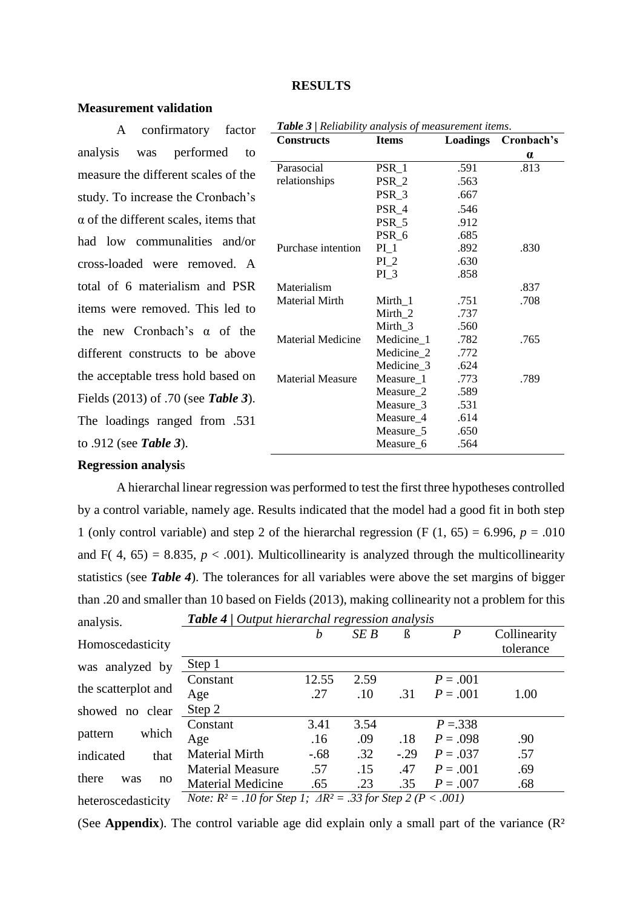**RESULTS**

**Measurement validation**

A confirmatory factor analysis was performed to measure the different scales of the study. To increase the Cronbach's α of the different scales, items that had low communalities and/or cross-loaded were removed. A total of 6 materialism and PSR items were removed. This led to the new Cronbach's α of the different constructs to be above the acceptable tress hold based on Fields (2013) of .70 (see ***Table 3***). The loadings ranged from .531 to .912 (see ***Table 3***).

***Table 3*** *| Reliability analysis of measurement items.*

| Constructs | Items | Loadings | Cronbach's α |
|---|---|---|---|
| Parasocial relationships | PSR_1 | .591 | .813 |
| | PSR_2 | .563 | |
| | PSR_3 | .667 | |
| | PSR_4 | .546 | |
| | PSR_5 | .912 | |
| | PSR_6 | .685 | |
| Purchase intention | PI_1 | .892 | .830 |
| | PI_2 | .630 | |
| | PI_3 | .858 | |
| Materialism | | | .837 |
| Material Mirth | Mirth_1 | .751 | .708 |
| | Mirth_2 | .737 | |
| | Mirth_3 | .560 | |
| Material Medicine | Medicine_1 | .782 | .765 |
| | Medicine_2 | .772 | |
| | Medicine_3 | .624 | |
| Material Measure | Measure_1 | .773 | .789 |
| | Measure_2 | .589 | |
| | Measure_3 | .531 | |
| | Measure_4 | .614 | |
| | Measure_5 | .650 | |
| | Measure_6 | .564 | |

**Regression analysis**

A hierarchal linear regression was performed to test the first three hypotheses controlled by a control variable, namely age. Results indicated that the model had a good fit in both step 1 (only control variable) and step 2 of the hierarchal regression ($F (1, 65) = 6.996$, $p = .010$ and $F( 4, 65) = 8.835$, $p < .001$). Multicollinearity is analyzed through the multicollinearity statistics (see ***Table 4***). The tolerances for all variables were above the set margins of bigger than .20 and smaller than 10 based on Fields (2013), making collinearity not a problem for this analysis. Homoscedasticity was analyzed by the scatterplot and showed no clear pattern which indicated that there was no heteroscedasticity (See **Appendix**). The control variable age did explain only a small part of the variance ($R^2$

***Table 4*** *| Output hierarchal regression analysis*

| | *b* | *SE B* | ß | *P* | Collinearity tolerance |
|---|---|---|---|---|---|
| Step 1 | | | | | |
| Constant | 12.55 | 2.59 | | *P* = .001 | |
| Age | .27 | .10 | .31 | *P* = .001 | 1.00 |
| Step 2 | | | | | |
| Constant | 3.41 | 3.54 | | *P* =.338 | |
| Age | .16 | .09 | .18 | *P* = .098 | .90 |
| Material Mirth | -.68 | .32 | -.29 | *P* = .037 | .57 |
| Material Measure | .57 | .15 | .47 | *P* = .001 | .69 |
| Material Medicine | .65 | .23 | .35 | *P* = .007 | .68 |

*Note: $R^2$ = .10 for Step 1; $\Delta R^2$ = .33 for Step 2 ($P < .001$)*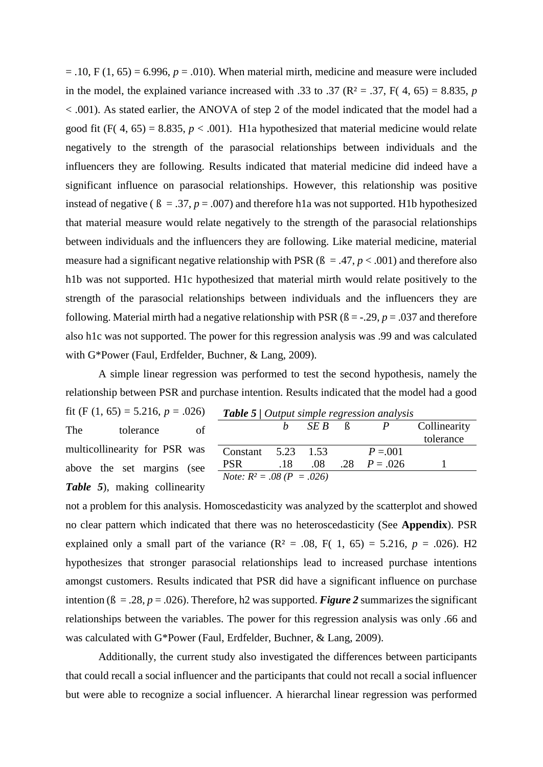= .10, F (1, 65) = 6.996, *p* = .010). When material mirth, medicine and measure were included in the model, the explained variance increased with .33 to .37 ($R^2$ = .37, F( 4, 65) = 8.835, *p* < .001). As stated earlier, the ANOVA of step 2 of the model indicated that the model had a good fit (F( 4, 65) = 8.835, *p* < .001). H1a hypothesized that material medicine would relate negatively to the strength of the parasocial relationships between individuals and the influencers they are following. Results indicated that material medicine did indeed have a significant influence on parasocial relationships. However, this relationship was positive instead of negative ( ß = .37, *p* = .007) and therefore h1a was not supported. H1b hypothesized that material measure would relate negatively to the strength of the parasocial relationships between individuals and the influencers they are following. Like material medicine, material measure had a significant negative relationship with PSR (ß = .47, *p* < .001) and therefore also h1b was not supported. H1c hypothesized that material mirth would relate positively to the strength of the parasocial relationships between individuals and the influencers they are following. Material mirth had a negative relationship with PSR (ß = -.29, *p* = .037 and therefore also h1c was not supported. The power for this regression analysis was .99 and was calculated with G*Power (Faul, Erdfelder, Buchner, & Lang, 2009).

A simple linear regression was performed to test the second hypothesis, namely the relationship between PSR and purchase intention. Results indicated that the model had a good fit (F (1, 65) = 5.216, *p* = .026) The tolerance of multicollinearity for PSR was above the set margins (see ***Table 5***), making collinearity not a problem for this analysis. Homoscedasticity was analyzed by the scatterplot and showed no clear pattern which indicated that there was no heteroscedasticity (See **Appendix**). PSR explained only a small part of the variance ($R^2$ = .08, F( 1, 65) = 5.216, *p* = .026). H2 hypothesizes that stronger parasocial relationships lead to increased purchase intentions amongst customers. Results indicated that PSR did have a significant influence on purchase intention (ß = .28, *p* = .026). Therefore, h2 was supported. ***Figure 2*** summarizes the significant relationships between the variables. The power for this regression analysis was only .66 and was calculated with G*Power (Faul, Erdfelder, Buchner, & Lang, 2009).

***Table 5** | Output simple regression analysis*

| | *b* | *SE B* | ß | *P* | Collinearity tolerance |
|---|---|---|---|---|---|
| Constant | 5.23 | 1.53 | | *P* =.001 | |
| PSR | .18 | .08 | .28 | *P* = .026 | 1 |

*Note: $R^2$ = .08 (P = .026)*

Additionally, the current study also investigated the differences between participants that could recall a social influencer and the participants that could not recall a social influencer but were able to recognize a social influencer. A hierarchal linear regression was performed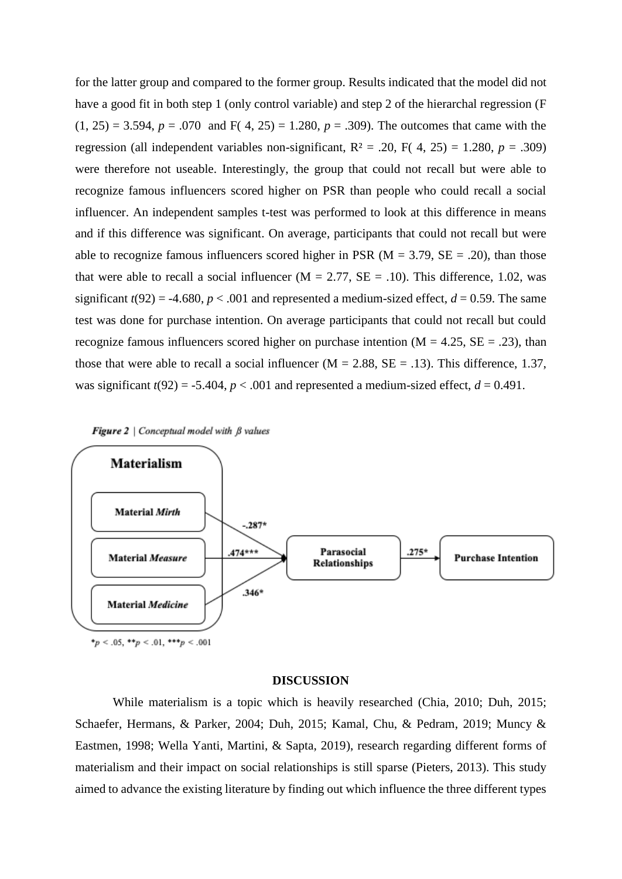for the latter group and compared to the former group. Results indicated that the model did not have a good fit in both step 1 (only control variable) and step 2 of the hierarchal regression ($F(1, 25) = 3.594$, $p = .070$ and $F(4, 25) = 1.280$, $p = .309$). The outcomes that came with the regression (all independent variables non-significant, $R^2 = .20$, $F(4, 25) = 1.280$, $p = .309$) were therefore not useable. Interestingly, the group that could not recall but were able to recognize famous influencers scored higher on PSR than people who could recall a social influencer. An independent samples t-test was performed to look at this difference in means and if this difference was significant. On average, participants that could not recall but were able to recognize famous influencers scored higher in PSR ($M = 3.79$, $SE = .20$), than those that were able to recall a social influencer ($M = 2.77$, $SE = .10$). This difference, 1.02, was significant $t(92) = -4.680$, $p < .001$ and represented a medium-sized effect, $d = 0.59$. The same test was done for purchase intention. On average participants that could not recall but could recognize famous influencers scored higher on purchase intention ($M = 4.25$, $SE = .23$), than those that were able to recall a social influencer ($M = 2.88$, $SE = .13$). This difference, 1.37, was significant $t(92) = -5.404$, $p < .001$ and represented a medium-sized effect, $d = 0.491$.

***Figure 2** | Conceptual model with β values*

*$p < .05$, **$p < .01$, ***$p < .001$

## DISCUSSION

While materialism is a topic which is heavily researched (Chia, 2010; Duh, 2015; Schaefer, Hermans, & Parker, 2004; Duh, 2015; Kamal, Chu, & Pedram, 2019; Muncy & Eastmen, 1998; Wella Yanti, Martini, & Sapta, 2019), research regarding different forms of materialism and their impact on social relationships is still sparse (Pieters, 2013). This study aimed to advance the existing literature by finding out which influence the three different types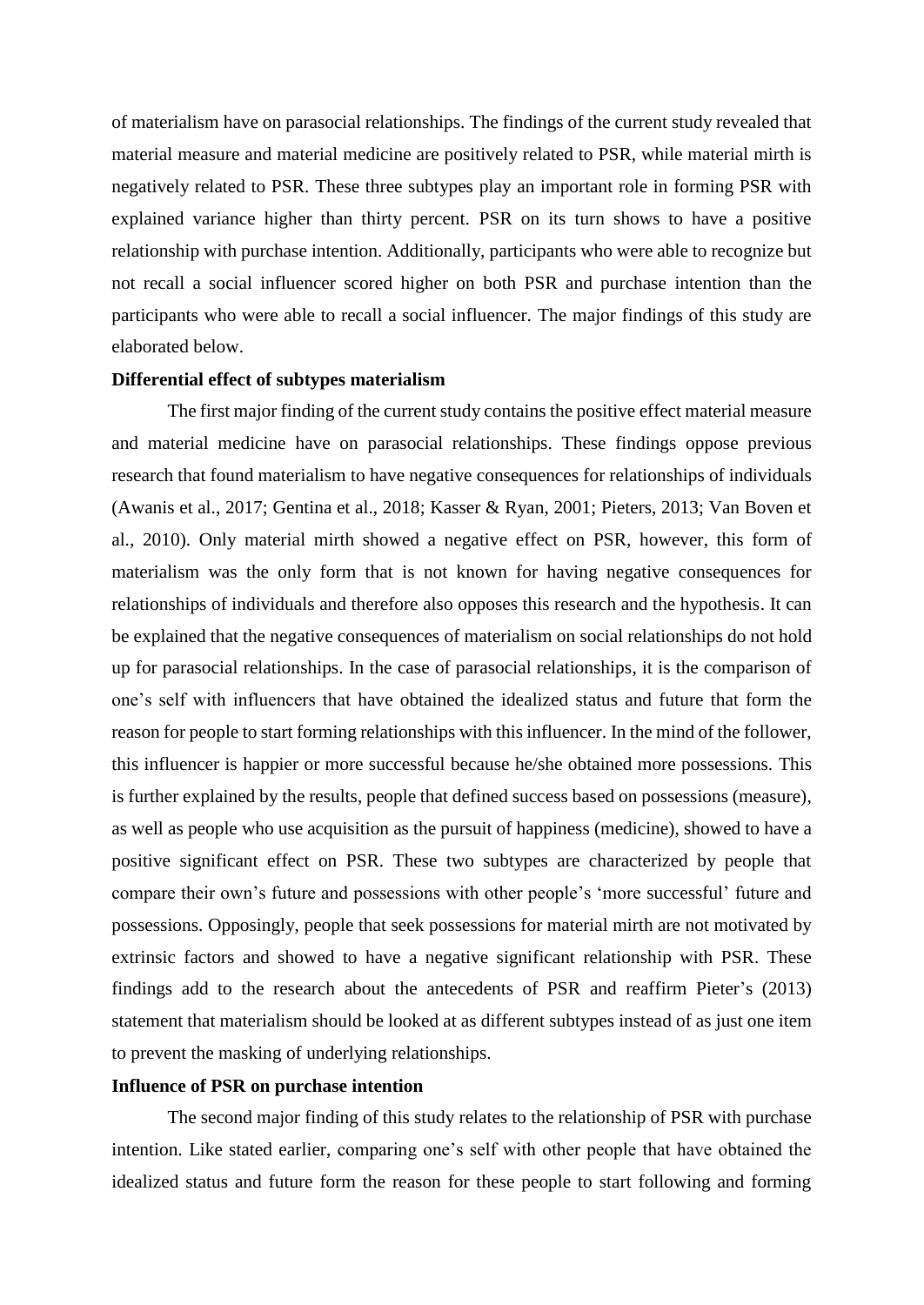of materialism have on parasocial relationships. The findings of the current study revealed that material measure and material medicine are positively related to PSR, while material mirth is negatively related to PSR. These three subtypes play an important role in forming PSR with explained variance higher than thirty percent. PSR on its turn shows to have a positive relationship with purchase intention. Additionally, participants who were able to recognize but not recall a social influencer scored higher on both PSR and purchase intention than the participants who were able to recall a social influencer. The major findings of this study are elaborated below.

**Differential effect of subtypes materialism**

The first major finding of the current study contains the positive effect material measure and material medicine have on parasocial relationships. These findings oppose previous research that found materialism to have negative consequences for relationships of individuals (Awanis et al., 2017; Gentina et al., 2018; Kasser & Ryan, 2001; Pieters, 2013; Van Boven et al., 2010). Only material mirth showed a negative effect on PSR, however, this form of materialism was the only form that is not known for having negative consequences for relationships of individuals and therefore also opposes this research and the hypothesis. It can be explained that the negative consequences of materialism on social relationships do not hold up for parasocial relationships. In the case of parasocial relationships, it is the comparison of one's self with influencers that have obtained the idealized status and future that form the reason for people to start forming relationships with this influencer. In the mind of the follower, this influencer is happier or more successful because he/she obtained more possessions. This is further explained by the results, people that defined success based on possessions (measure), as well as people who use acquisition as the pursuit of happiness (medicine), showed to have a positive significant effect on PSR. These two subtypes are characterized by people that compare their own's future and possessions with other people's 'more successful' future and possessions. Opposingly, people that seek possessions for material mirth are not motivated by extrinsic factors and showed to have a negative significant relationship with PSR. These findings add to the research about the antecedents of PSR and reaffirm Pieter's (2013) statement that materialism should be looked at as different subtypes instead of as just one item to prevent the masking of underlying relationships.

**Influence of PSR on purchase intention**

The second major finding of this study relates to the relationship of PSR with purchase intention. Like stated earlier, comparing one's self with other people that have obtained the idealized status and future form the reason for these people to start following and forming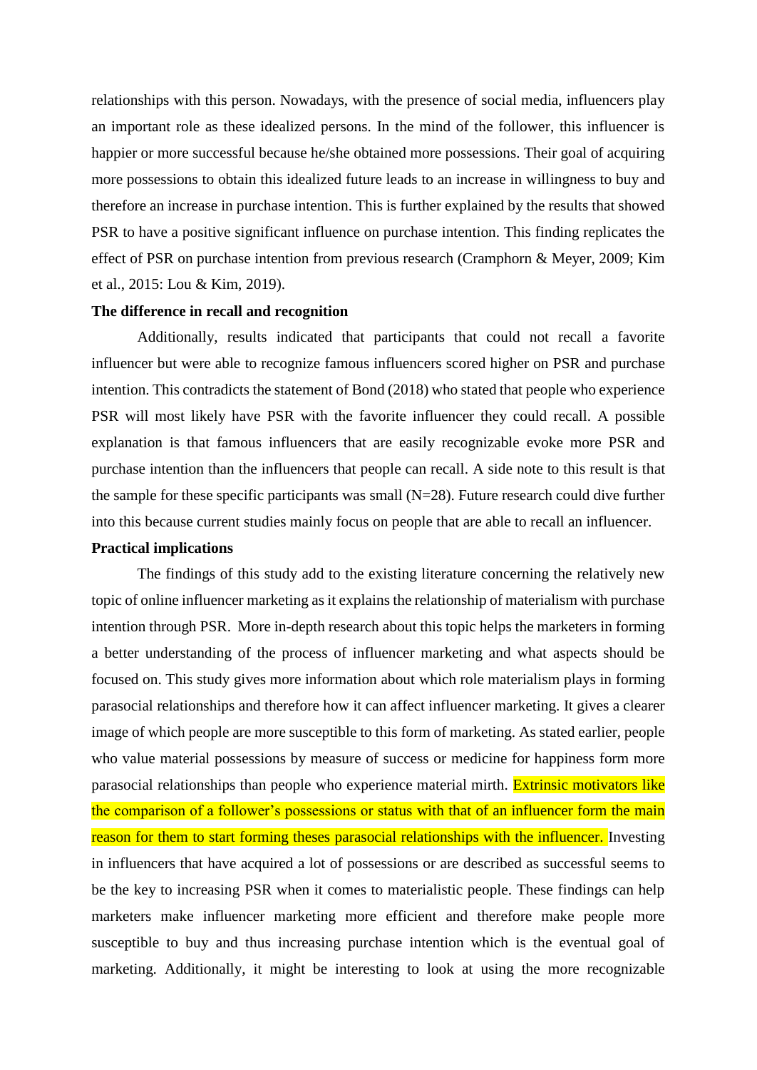relationships with this person. Nowadays, with the presence of social media, influencers play an important role as these idealized persons. In the mind of the follower, this influencer is happier or more successful because he/she obtained more possessions. Their goal of acquiring more possessions to obtain this idealized future leads to an increase in willingness to buy and therefore an increase in purchase intention. This is further explained by the results that showed PSR to have a positive significant influence on purchase intention. This finding replicates the effect of PSR on purchase intention from previous research (Cramphorn & Meyer, 2009; Kim et al., 2015: Lou & Kim, 2019).

**The difference in recall and recognition**

Additionally, results indicated that participants that could not recall a favorite influencer but were able to recognize famous influencers scored higher on PSR and purchase intention. This contradicts the statement of Bond (2018) who stated that people who experience PSR will most likely have PSR with the favorite influencer they could recall. A possible explanation is that famous influencers that are easily recognizable evoke more PSR and purchase intention than the influencers that people can recall. A side note to this result is that the sample for these specific participants was small (N=28). Future research could dive further into this because current studies mainly focus on people that are able to recall an influencer.

**Practical implications**

The findings of this study add to the existing literature concerning the relatively new topic of online influencer marketing as it explains the relationship of materialism with purchase intention through PSR. More in-depth research about this topic helps the marketers in forming a better understanding of the process of influencer marketing and what aspects should be focused on. This study gives more information about which role materialism plays in forming parasocial relationships and therefore how it can affect influencer marketing. It gives a clearer image of which people are more susceptible to this form of marketing. As stated earlier, people who value material possessions by measure of success or medicine for happiness form more parasocial relationships than people who experience material mirth. Extrinsic motivators like the comparison of a follower's possessions or status with that of an influencer form the main reason for them to start forming theses parasocial relationships with the influencer. Investing in influencers that have acquired a lot of possessions or are described as successful seems to be the key to increasing PSR when it comes to materialistic people. These findings can help marketers make influencer marketing more efficient and therefore make people more susceptible to buy and thus increasing purchase intention which is the eventual goal of marketing. Additionally, it might be interesting to look at using the more recognizable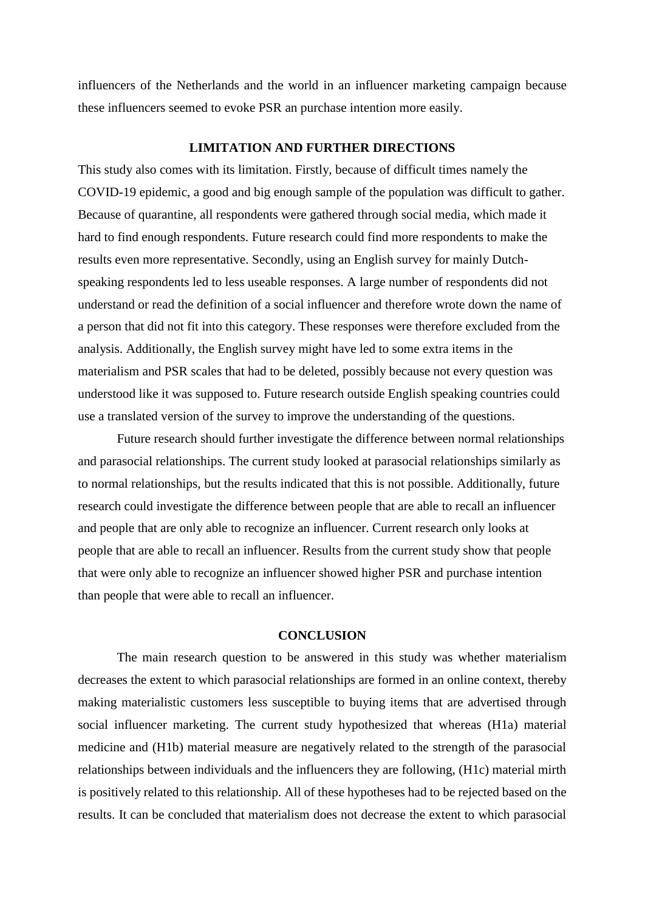influencers of the Netherlands and the world in an influencer marketing campaign because these influencers seemed to evoke PSR an purchase intention more easily.

## LIMITATION AND FURTHER DIRECTIONS

This study also comes with its limitation. Firstly, because of difficult times namely the COVID-19 epidemic, a good and big enough sample of the population was difficult to gather. Because of quarantine, all respondents were gathered through social media, which made it hard to find enough respondents. Future research could find more respondents to make the results even more representative. Secondly, using an English survey for mainly Dutch-speaking respondents led to less useable responses. A large number of respondents did not understand or read the definition of a social influencer and therefore wrote down the name of a person that did not fit into this category. These responses were therefore excluded from the analysis. Additionally, the English survey might have led to some extra items in the materialism and PSR scales that had to be deleted, possibly because not every question was understood like it was supposed to. Future research outside English speaking countries could use a translated version of the survey to improve the understanding of the questions.

Future research should further investigate the difference between normal relationships and parasocial relationships. The current study looked at parasocial relationships similarly as to normal relationships, but the results indicated that this is not possible. Additionally, future research could investigate the difference between people that are able to recall an influencer and people that are only able to recognize an influencer. Current research only looks at people that are able to recall an influencer. Results from the current study show that people that were only able to recognize an influencer showed higher PSR and purchase intention than people that were able to recall an influencer.

## CONCLUSION

The main research question to be answered in this study was whether materialism decreases the extent to which parasocial relationships are formed in an online context, thereby making materialistic customers less susceptible to buying items that are advertised through social influencer marketing. The current study hypothesized that whereas (H1a) material medicine and (H1b) material measure are negatively related to the strength of the parasocial relationships between individuals and the influencers they are following, (H1c) material mirth is positively related to this relationship. All of these hypotheses had to be rejected based on the results. It can be concluded that materialism does not decrease the extent to which parasocial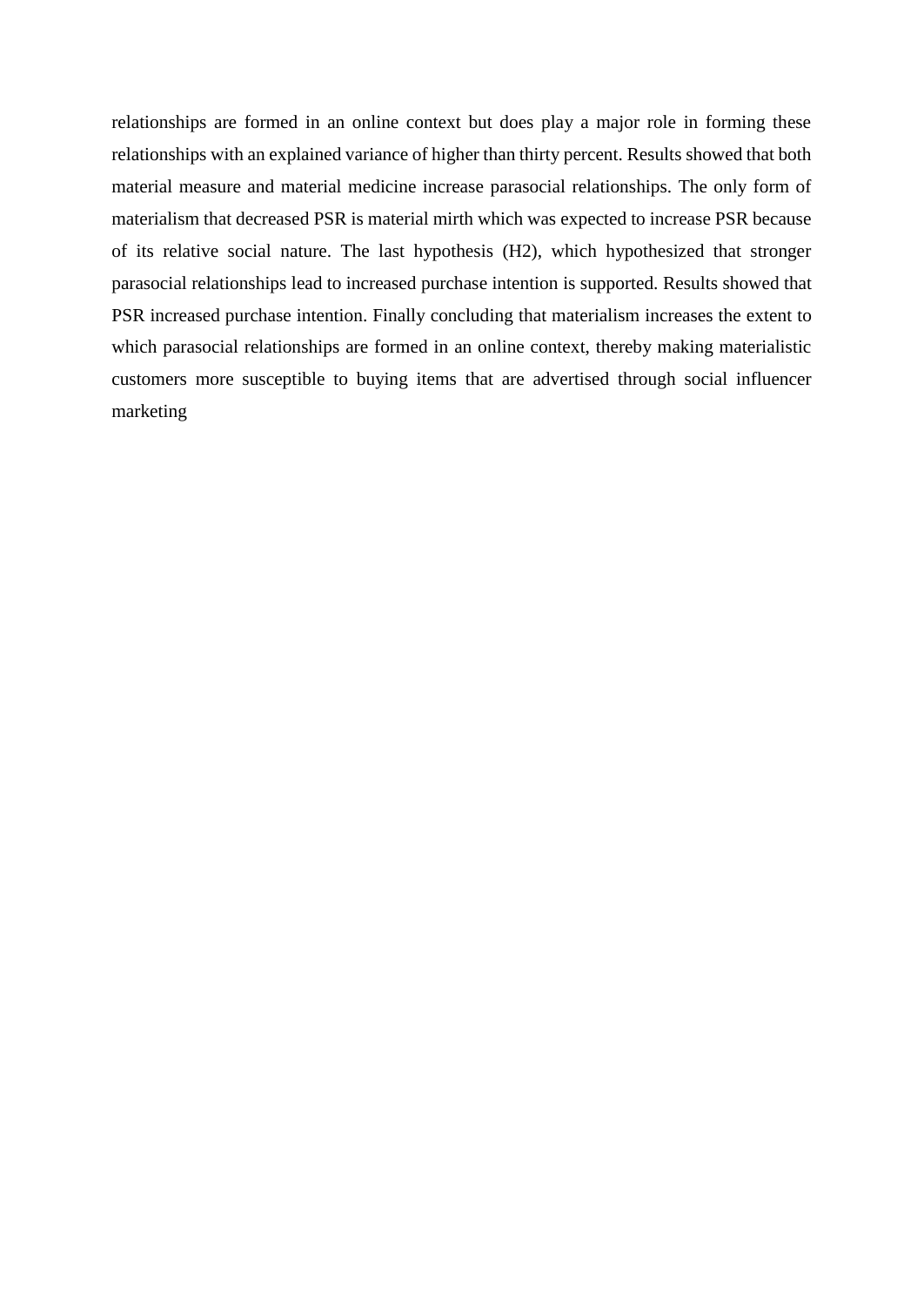relationships are formed in an online context but does play a major role in forming these relationships with an explained variance of higher than thirty percent. Results showed that both material measure and material medicine increase parasocial relationships. The only form of materialism that decreased PSR is material mirth which was expected to increase PSR because of its relative social nature. The last hypothesis (H2), which hypothesized that stronger parasocial relationships lead to increased purchase intention is supported. Results showed that PSR increased purchase intention. Finally concluding that materialism increases the extent to which parasocial relationships are formed in an online context, thereby making materialistic customers more susceptible to buying items that are advertised through social influencer marketing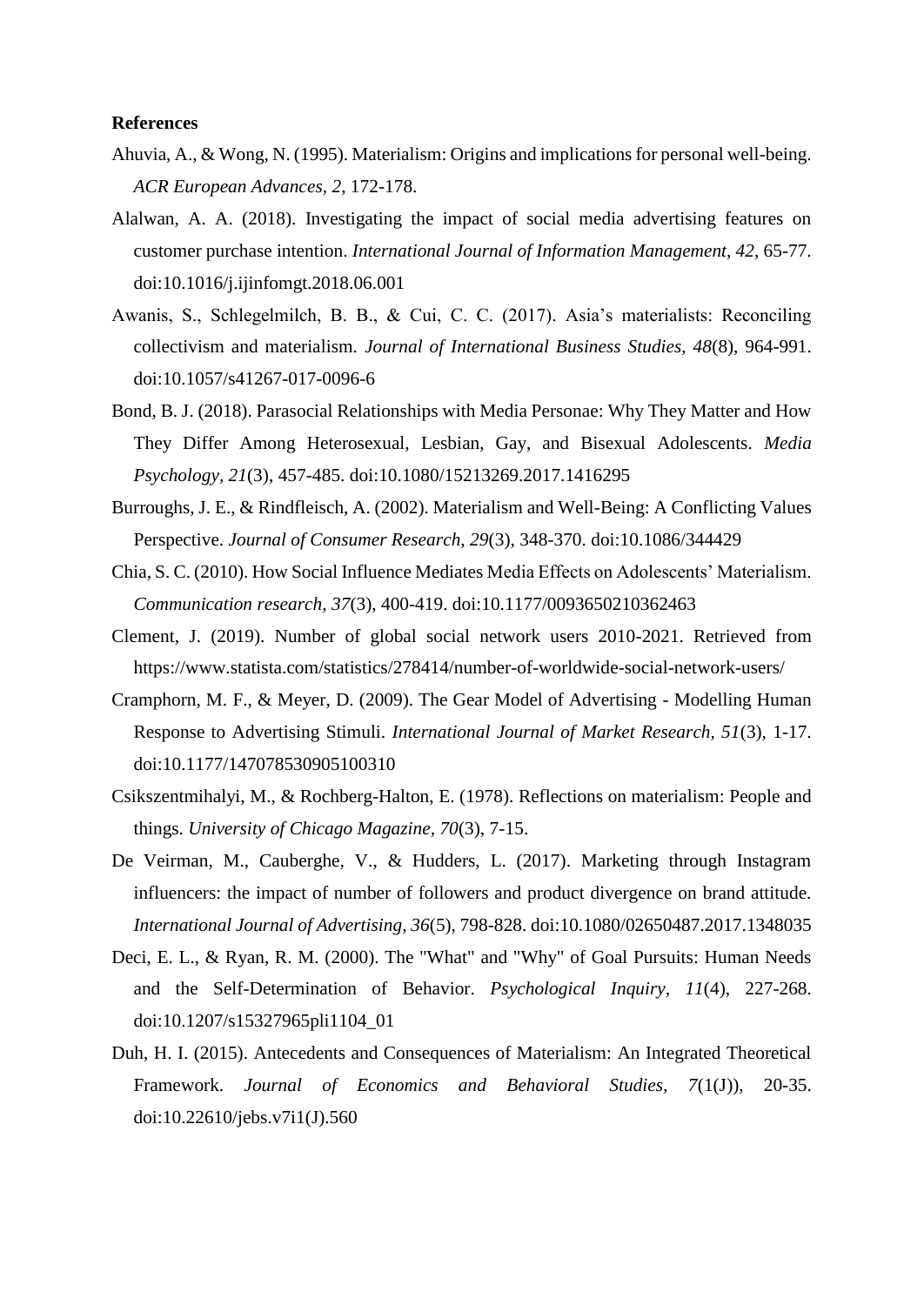**References**

Ahuvia, A., & Wong, N. (1995). Materialism: Origins and implications for personal well-being. *ACR European Advances, 2*, 172-178.

Alalwan, A. A. (2018). Investigating the impact of social media advertising features on customer purchase intention. *International Journal of Information Management, 42*, 65-77. doi:10.1016/j.ijinfomgt.2018.06.001

Awanis, S., Schlegelmilch, B. B., & Cui, C. C. (2017). Asia's materialists: Reconciling collectivism and materialism. *Journal of International Business Studies, 48*(8), 964-991. doi:10.1057/s41267-017-0096-6

Bond, B. J. (2018). Parasocial Relationships with Media Personae: Why They Matter and How They Differ Among Heterosexual, Lesbian, Gay, and Bisexual Adolescents. *Media Psychology, 21*(3), 457-485. doi:10.1080/15213269.2017.1416295

Burroughs, J. E., & Rindfleisch, A. (2002). Materialism and Well-Being: A Conflicting Values Perspective. *Journal of Consumer Research, 29*(3), 348-370. doi:10.1086/344429

Chia, S. C. (2010). How Social Influence Mediates Media Effects on Adolescents' Materialism. *Communication research, 37*(3), 400-419. doi:10.1177/0093650210362463

Clement, J. (2019). Number of global social network users 2010-2021. Retrieved from https://www.statista.com/statistics/278414/number-of-worldwide-social-network-users/

Cramphorn, M. F., & Meyer, D. (2009). The Gear Model of Advertising - Modelling Human Response to Advertising Stimuli. *International Journal of Market Research, 51*(3), 1-17. doi:10.1177/147078530905100310

Csikszentmihalyi, M., & Rochberg-Halton, E. (1978). Reflections on materialism: People and things. *University of Chicago Magazine, 70*(3), 7-15.

De Veirman, M., Cauberghe, V., & Hudders, L. (2017). Marketing through Instagram influencers: the impact of number of followers and product divergence on brand attitude. *International Journal of Advertising, 36*(5), 798-828. doi:10.1080/02650487.2017.1348035

Deci, E. L., & Ryan, R. M. (2000). The "What" and "Why" of Goal Pursuits: Human Needs and the Self-Determination of Behavior. *Psychological Inquiry, 11*(4), 227-268. doi:10.1207/s15327965pli1104_01

Duh, H. I. (2015). Antecedents and Consequences of Materialism: An Integrated Theoretical Framework. *Journal of Economics and Behavioral Studies, 7*(1(J)), 20-35. doi:10.22610/jebs.v7i1(J).560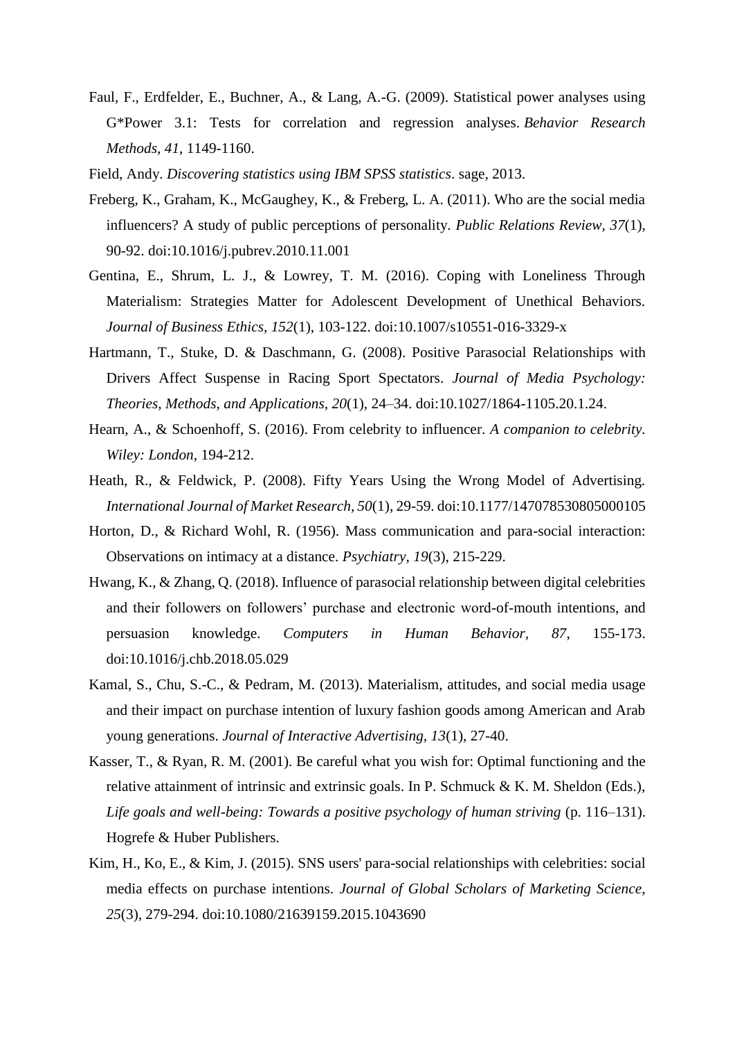Faul, F., Erdfelder, E., Buchner, A., & Lang, A.-G. (2009). Statistical power analyses using G*Power 3.1: Tests for correlation and regression analyses. *Behavior Research Methods*, *41*, 1149-1160.

Field, Andy. *Discovering statistics using IBM SPSS statistics*. sage, 2013.

Freberg, K., Graham, K., McGaughey, K., & Freberg, L. A. (2011). Who are the social media influencers? A study of public perceptions of personality. *Public Relations Review*, *37*(1), 90-92. doi:10.1016/j.pubrev.2010.11.001

Gentina, E., Shrum, L. J., & Lowrey, T. M. (2016). Coping with Loneliness Through Materialism: Strategies Matter for Adolescent Development of Unethical Behaviors. *Journal of Business Ethics*, *152*(1), 103-122. doi:10.1007/s10551-016-3329-x

Hartmann, T., Stuke, D. & Daschmann, G. (2008). Positive Parasocial Relationships with Drivers Affect Suspense in Racing Sport Spectators. *Journal of Media Psychology: Theories, Methods, and Applications, 20*(1), 24–34. doi:10.1027/1864-1105.20.1.24.

Hearn, A., & Schoenhoff, S. (2016). From celebrity to influencer. *A companion to celebrity. Wiley: London*, 194-212.

Heath, R., & Feldwick, P. (2008). Fifty Years Using the Wrong Model of Advertising. *International Journal of Market Research, 50*(1), 29-59. doi:10.1177/147078530805000105

Horton, D., & Richard Wohl, R. (1956). Mass communication and para-social interaction: Observations on intimacy at a distance. *Psychiatry*, *19*(3), 215-229.

Hwang, K., & Zhang, Q. (2018). Influence of parasocial relationship between digital celebrities and their followers on followers' purchase and electronic word-of-mouth intentions, and persuasion knowledge. *Computers in Human Behavior*, *87*, 155-173. doi:10.1016/j.chb.2018.05.029

Kamal, S., Chu, S.-C., & Pedram, M. (2013). Materialism, attitudes, and social media usage and their impact on purchase intention of luxury fashion goods among American and Arab young generations. *Journal of Interactive Advertising*, *13*(1), 27-40.

Kasser, T., & Ryan, R. M. (2001). Be careful what you wish for: Optimal functioning and the relative attainment of intrinsic and extrinsic goals. In P. Schmuck & K. M. Sheldon (Eds.), *Life goals and well-being: Towards a positive psychology of human striving* (p. 116–131). Hogrefe & Huber Publishers.

Kim, H., Ko, E., & Kim, J. (2015). SNS users' para-social relationships with celebrities: social media effects on purchase intentions. *Journal of Global Scholars of Marketing Science, 25*(3), 279-294. doi:10.1080/21639159.2015.1043690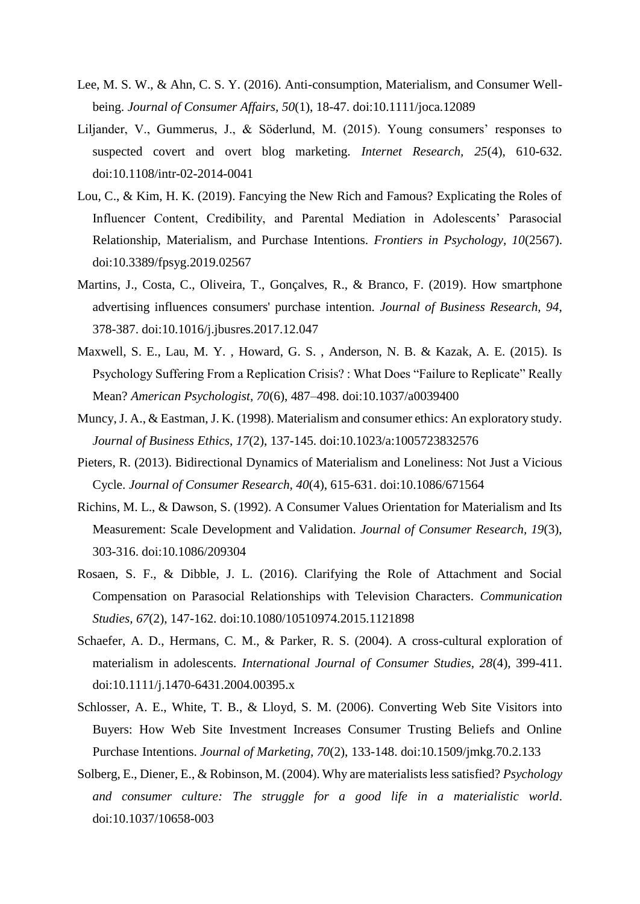Lee, M. S. W., & Ahn, C. S. Y. (2016). Anti-consumption, Materialism, and Consumer Well-being. *Journal of Consumer Affairs, 50*(1), 18-47. doi:10.1111/joca.12089

Liljander, V., Gummerus, J., & Söderlund, M. (2015). Young consumers' responses to suspected covert and overt blog marketing. *Internet Research, 25*(4), 610-632. doi:10.1108/intr-02-2014-0041

Lou, C., & Kim, H. K. (2019). Fancying the New Rich and Famous? Explicating the Roles of Influencer Content, Credibility, and Parental Mediation in Adolescents' Parasocial Relationship, Materialism, and Purchase Intentions. *Frontiers in Psychology, 10*(2567). doi:10.3389/fpsyg.2019.02567

Martins, J., Costa, C., Oliveira, T., Gonçalves, R., & Branco, F. (2019). How smartphone advertising influences consumers' purchase intention. *Journal of Business Research, 94*, 378-387. doi:10.1016/j.jbusres.2017.12.047

Maxwell, S. E., Lau, M. Y. , Howard, G. S. , Anderson, N. B. & Kazak, A. E. (2015). Is Psychology Suffering From a Replication Crisis? : What Does "Failure to Replicate" Really Mean? *American Psychologist, 70*(6), 487–498. doi:10.1037/a0039400

Muncy, J. A., & Eastman, J. K. (1998). Materialism and consumer ethics: An exploratory study. *Journal of Business Ethics, 17*(2), 137-145. doi:10.1023/a:1005723832576

Pieters, R. (2013). Bidirectional Dynamics of Materialism and Loneliness: Not Just a Vicious Cycle. *Journal of Consumer Research, 40*(4), 615-631. doi:10.1086/671564

Richins, M. L., & Dawson, S. (1992). A Consumer Values Orientation for Materialism and Its Measurement: Scale Development and Validation. *Journal of Consumer Research, 19*(3), 303-316. doi:10.1086/209304

Rosaen, S. F., & Dibble, J. L. (2016). Clarifying the Role of Attachment and Social Compensation on Parasocial Relationships with Television Characters. *Communication Studies, 67*(2), 147-162. doi:10.1080/10510974.2015.1121898

Schaefer, A. D., Hermans, C. M., & Parker, R. S. (2004). A cross-cultural exploration of materialism in adolescents. *International Journal of Consumer Studies, 28*(4), 399-411. doi:10.1111/j.1470-6431.2004.00395.x

Schlosser, A. E., White, T. B., & Lloyd, S. M. (2006). Converting Web Site Visitors into Buyers: How Web Site Investment Increases Consumer Trusting Beliefs and Online Purchase Intentions. *Journal of Marketing, 70*(2), 133-148. doi:10.1509/jmkg.70.2.133

Solberg, E., Diener, E., & Robinson, M. (2004). Why are materialists less satisfied? *Psychology and consumer culture: The struggle for a good life in a materialistic world*. doi:10.1037/10658-003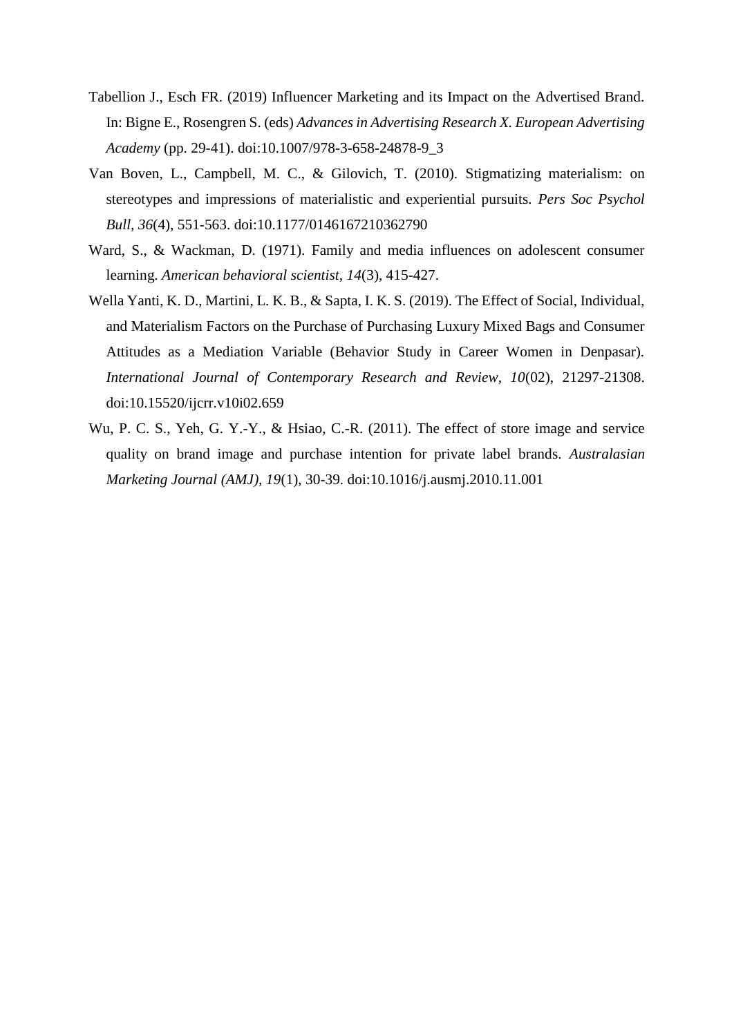Tabellion J., Esch FR. (2019) Influencer Marketing and its Impact on the Advertised Brand. In: Bigne E., Rosengren S. (eds) *Advances in Advertising Research X. European Advertising Academy* (pp. 29-41). doi:10.1007/978-3-658-24878-9_3

Van Boven, L., Campbell, M. C., & Gilovich, T. (2010). Stigmatizing materialism: on stereotypes and impressions of materialistic and experiential pursuits. *Pers Soc Psychol Bull, 36*(4), 551-563. doi:10.1177/0146167210362790

Ward, S., & Wackman, D. (1971). Family and media influences on adolescent consumer learning. *American behavioral scientist, 14*(3), 415-427.

Wella Yanti, K. D., Martini, L. K. B., & Sapta, I. K. S. (2019). The Effect of Social, Individual, and Materialism Factors on the Purchase of Purchasing Luxury Mixed Bags and Consumer Attitudes as a Mediation Variable (Behavior Study in Career Women in Denpasar). *International Journal of Contemporary Research and Review, 10*(02), 21297-21308. doi:10.15520/ijcrr.v10i02.659

Wu, P. C. S., Yeh, G. Y.-Y., & Hsiao, C.-R. (2011). The effect of store image and service quality on brand image and purchase intention for private label brands. *Australasian Marketing Journal (AMJ), 19*(1), 30-39. doi:10.1016/j.ausmj.2010.11.001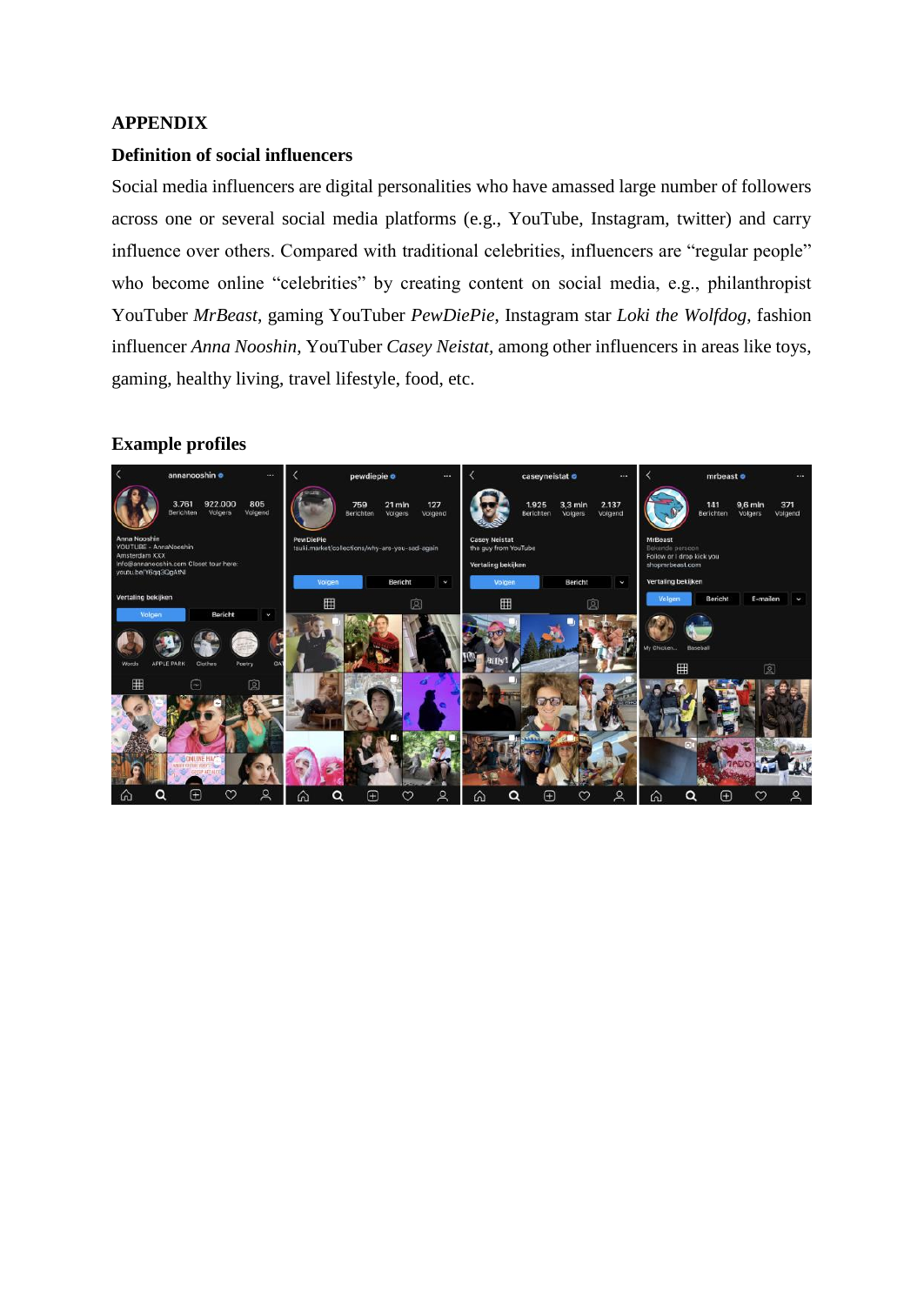**APPENDIX**

**Definition of social influencers**

Social media influencers are digital personalities who have amassed large number of followers across one or several social media platforms (e.g., YouTube, Instagram, twitter) and carry influence over others. Compared with traditional celebrities, influencers are “regular people” who become online “celebrities” by creating content on social media, e.g., philanthropist YouTuber *MrBeast*, gaming YouTuber *PewDiePie*, Instagram star *Loki the Wolfdog*, fashion influencer *Anna Nooshin*, YouTuber *Casey Neistat*, among other influencers in areas like toys, gaming, healthy living, travel lifestyle, food, etc.

**Example profiles**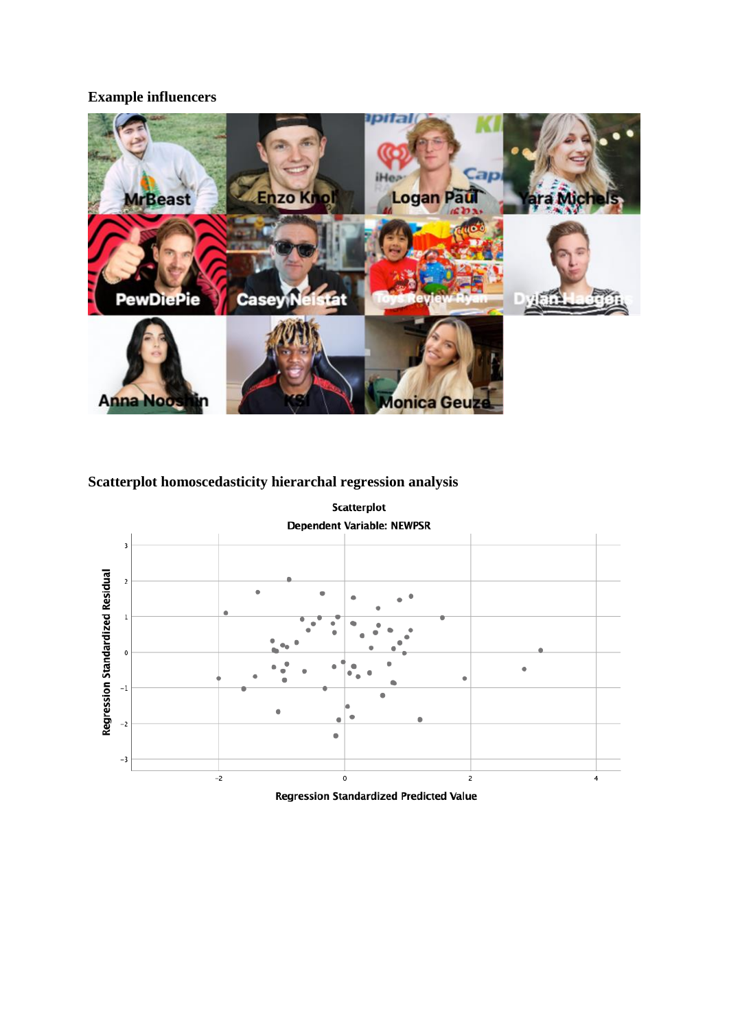**Example influencers**

**Scatterplot homoscedasticity hierarchal regression analysis**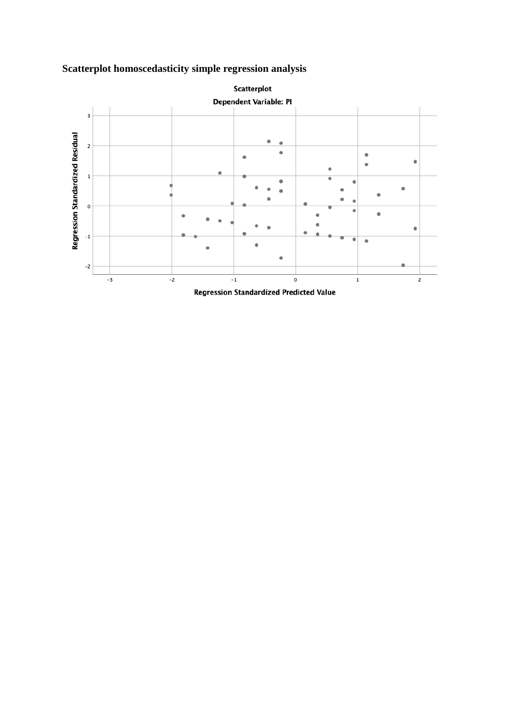**Scatterplot homoscedasticity simple regression analysis**

Scatterplot

Dependent Variable: PI

Regression Standardized Residual

3

2

1

0

−1

−2

−3

−2

−1

0

1

2

Regression Standardized Predicted Value